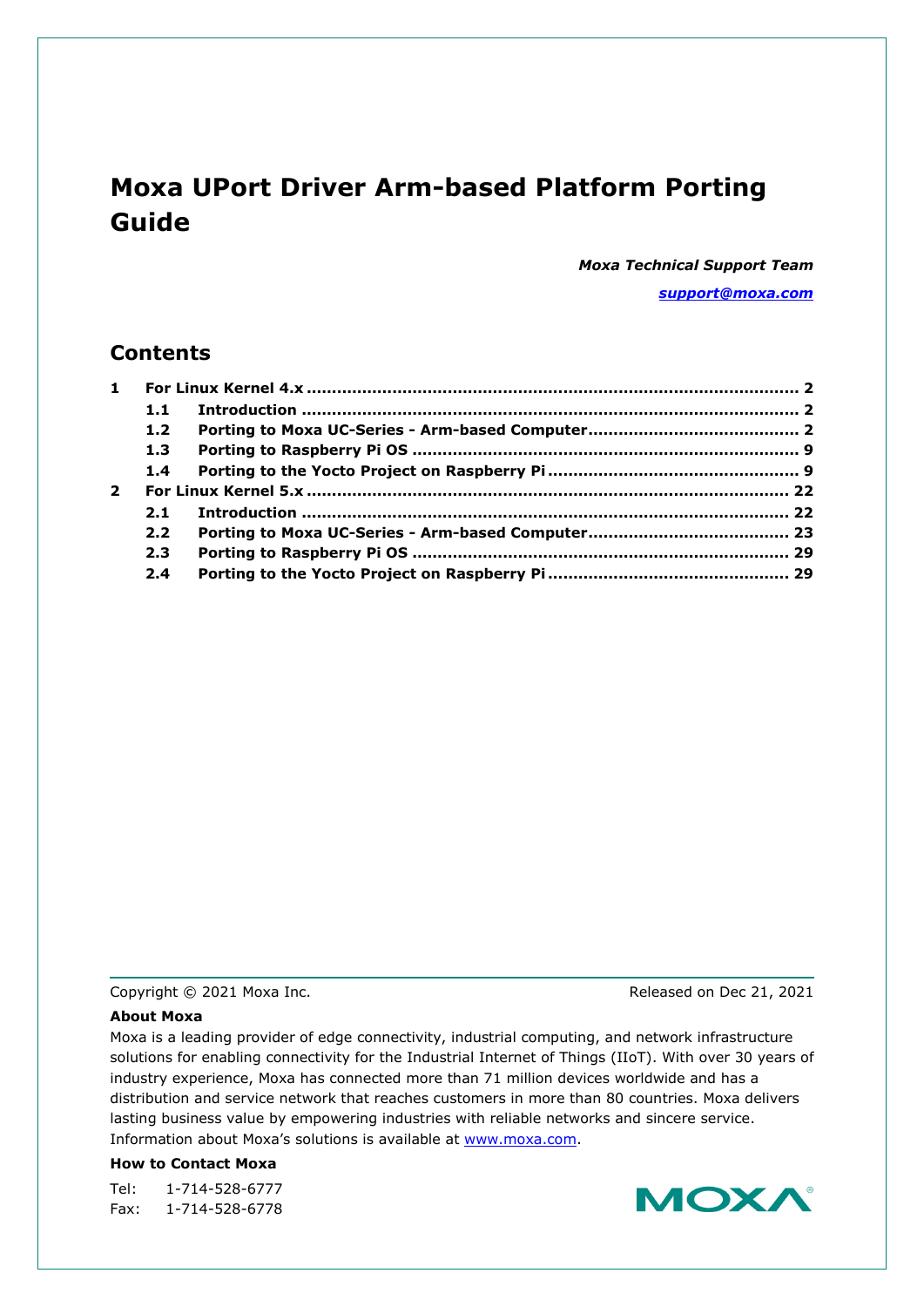# Moxa UPort Driver Arm-based Platform Porting Guide

***Moxa Technical Support Team***

***support@moxa.com***

## Contents

- **1 For Linux Kernel 4.x ........................................................ 2**
  - **1.1 Introduction ........................................................ 2**
  - **1.2 Porting to Moxa UC-Series - Arm-based Computer ........................................................ 2**
  - **1.3 Porting to Raspberry Pi OS ........................................................ 9**
  - **1.4 Porting to the Yocto Project on Raspberry Pi ........................................................ 9**
- **2 For Linux Kernel 5.x ........................................................ 22**
  - **2.1 Introduction ........................................................ 22**
  - **2.2 Porting to Moxa UC-Series - Arm-based Computer ........................................................ 23**
  - **2.3 Porting to Raspberry Pi OS ........................................................ 29**
  - **2.4 Porting to the Yocto Project on Raspberry Pi ........................................................ 29**

---

Copyright © 2021 Moxa Inc. Released on Dec 21, 2021

**About Moxa**

Moxa is a leading provider of edge connectivity, industrial computing, and network infrastructure solutions for enabling connectivity for the Industrial Internet of Things (IIoT). With over 30 years of industry experience, Moxa has connected more than 71 million devices worldwide and has a distribution and service network that reaches customers in more than 80 countries. Moxa delivers lasting business value by empowering industries with reliable networks and sincere service. Information about Moxa's solutions is available at www.moxa.com.

**How to Contact Moxa**

Tel: 1-714-528-6777

Fax: 1-714-528-6778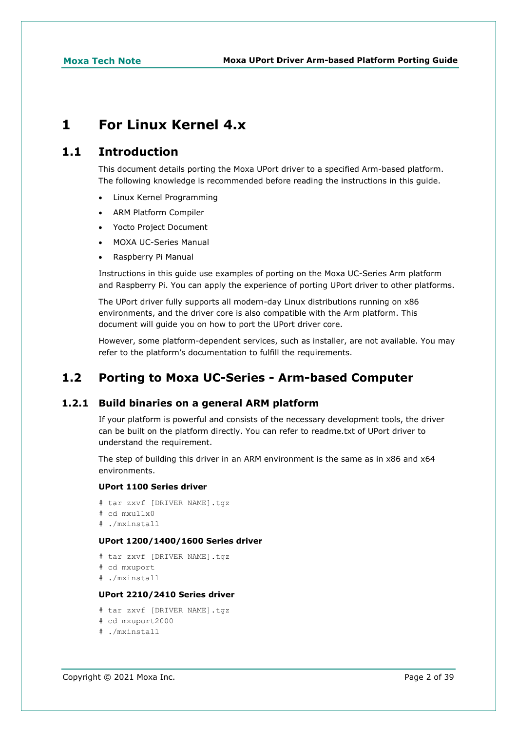# 1 For Linux Kernel 4.x

## 1.1 Introduction

This document details porting the Moxa UPort driver to a specified Arm-based platform. The following knowledge is recommended before reading the instructions in this guide.

- Linux Kernel Programming
- ARM Platform Compiler
- Yocto Project Document
- MOXA UC-Series Manual
- Raspberry Pi Manual

Instructions in this guide use examples of porting on the Moxa UC-Series Arm platform and Raspberry Pi. You can apply the experience of porting UPort driver to other platforms.

The UPort driver fully supports all modern-day Linux distributions running on x86 environments, and the driver core is also compatible with the Arm platform. This document will guide you on how to port the UPort driver core.

However, some platform-dependent services, such as installer, are not available. You may refer to the platform's documentation to fulfill the requirements.

## 1.2 Porting to Moxa UC-Series - Arm-based Computer

### 1.2.1 Build binaries on a general ARM platform

If your platform is powerful and consists of the necessary development tools, the driver can be built on the platform directly. You can refer to readme.txt of UPort driver to understand the requirement.

The step of building this driver in an ARM environment is the same as in x86 and x64 environments.

**UPort 1100 Series driver**

```
# tar zxvf [DRIVER NAME].tgz
# cd mxu11x0
# ./mxinstall
```

**UPort 1200/1400/1600 Series driver**

```
# tar zxvf [DRIVER NAME].tgz
# cd mxuport
# ./mxinstall
```

**UPort 2210/2410 Series driver**

```
# tar zxvf [DRIVER NAME].tgz
# cd mxuport2000
# ./mxinstall
```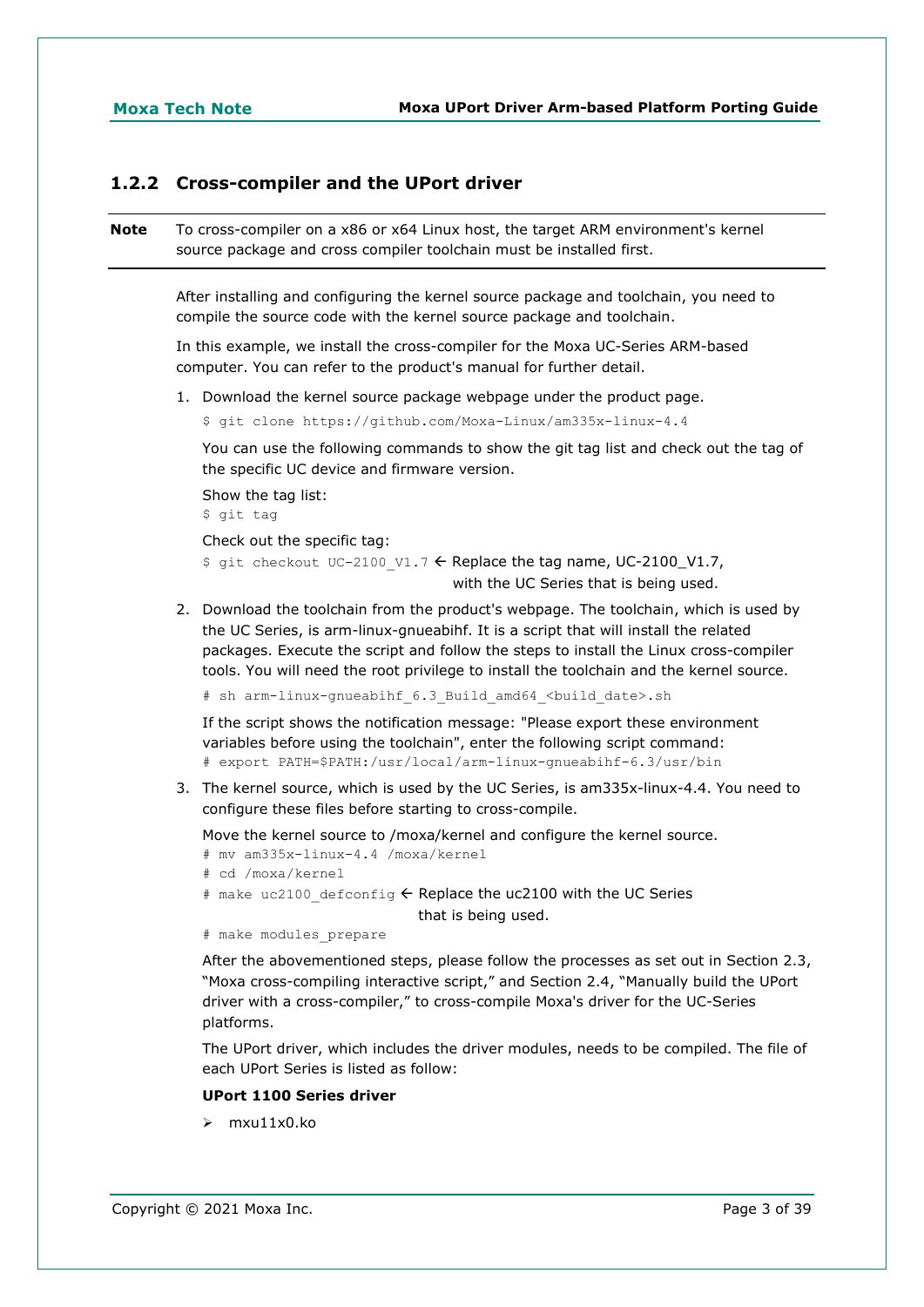### 1.2.2 Cross-compiler and the UPort driver

**Note** To cross-compiler on a x86 or x64 Linux host, the target ARM environment's kernel source package and cross compiler toolchain must be installed first.

After installing and configuring the kernel source package and toolchain, you need to compile the source code with the kernel source package and toolchain.

In this example, we install the cross-compiler for the Moxa UC-Series ARM-based computer. You can refer to the product's manual for further detail.

1. Download the kernel source package webpage under the product page.

   ```
   $ git clone https://github.com/Moxa-Linux/am335x-linux-4.4
   ```

   You can use the following commands to show the git tag list and check out the tag of the specific UC device and firmware version.

   Show the tag list:

   ```
   $ git tag
   ```

   Check out the specific tag:

   `$ git checkout UC-2100_V1.7` ← Replace the tag name, UC-2100_V1.7, with the UC Series that is being used.

2. Download the toolchain from the product's webpage. The toolchain, which is used by the UC Series, is arm-linux-gnueabihf. It is a script that will install the related packages. Execute the script and follow the steps to install the Linux cross-compiler tools. You will need the root privilege to install the toolchain and the kernel source.

   ```
   # sh arm-linux-gnueabihf_6.3_Build_amd64_<build_date>.sh
   ```

   If the script shows the notification message: "Please export these environment variables before using the toolchain", enter the following script command:

   ```
   # export PATH=$PATH:/usr/local/arm-linux-gnueabihf-6.3/usr/bin
   ```

3. The kernel source, which is used by the UC Series, is am335x-linux-4.4. You need to configure these files before starting to cross-compile.

   Move the kernel source to /moxa/kernel and configure the kernel source.

   ```
   # mv am335x-linux-4.4 /moxa/kernel
   # cd /moxa/kernel
   ```

   `# make uc2100_defconfig` ← Replace the uc2100 with the UC Series that is being used.

   ```
   # make modules_prepare
   ```

   After the abovementioned steps, please follow the processes as set out in Section 2.3, "Moxa cross-compiling interactive script," and Section 2.4, "Manually build the UPort driver with a cross-compiler," to cross-compile Moxa's driver for the UC-Series platforms.

   The UPort driver, which includes the driver modules, needs to be compiled. The file of each UPort Series is listed as follow:

   **UPort 1100 Series driver**

   - mxu11x0.ko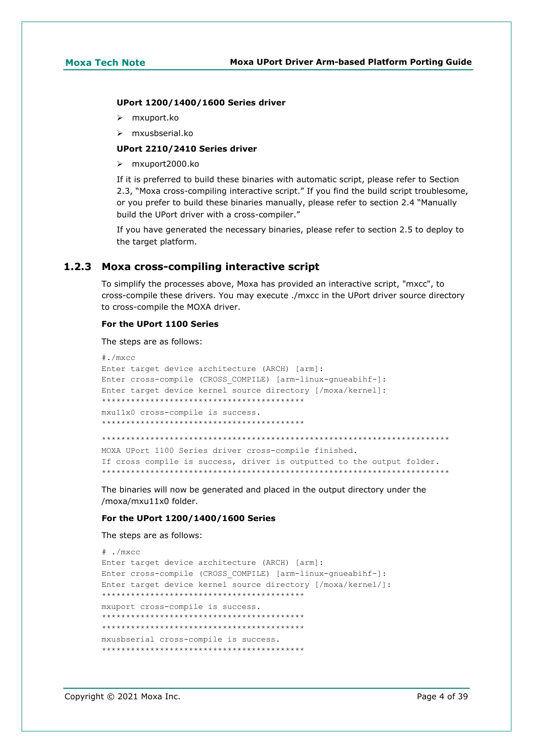**UPort 1200/1400/1600 Series driver**

- mxuport.ko
- mxusbserial.ko

**UPort 2210/2410 Series driver**

- mxuport2000.ko

If it is preferred to build these binaries with automatic script, please refer to Section 2.3, "Moxa cross-compiling interactive script." If you find the build script troublesome, or you prefer to build these binaries manually, please refer to section 2.4 "Manually build the UPort driver with a cross-compiler."

If you have generated the necessary binaries, please refer to section 2.5 to deploy to the target platform.

### 1.2.3 Moxa cross-compiling interactive script

To simplify the processes above, Moxa has provided an interactive script, "mxcc", to cross-compile these drivers. You may execute ./mxcc in the UPort driver source directory to cross-compile the MOXA driver.

**For the UPort 1100 Series**

The steps are as follows:

```
#./mxcc
Enter target device architecture (ARCH) [arm]:
Enter cross-compile (CROSS_COMPILE) [arm-linux-gnueabihf-]:
Enter target device kernel source directory [/moxa/kernel]:
******************************************
mxu11x0 cross-compile is success.
******************************************

************************************************************************
MOXA UPort 1100 Series driver cross-compile finished.
If cross compile is success, driver is outputted to the output folder.
************************************************************************
```

The binaries will now be generated and placed in the output directory under the /moxa/mxu11x0 folder.

**For the UPort 1200/1400/1600 Series**

The steps are as follows:

```
# ./mxcc
Enter target device architecture (ARCH) [arm]:
Enter cross-compile (CROSS_COMPILE) [arm-linux-gnueabihf-]:
Enter target device kernel source directory [/moxa/kernel/]:
******************************************
mxuport cross-compile is success.
******************************************
******************************************
mxusbserial cross-compile is success.
******************************************
```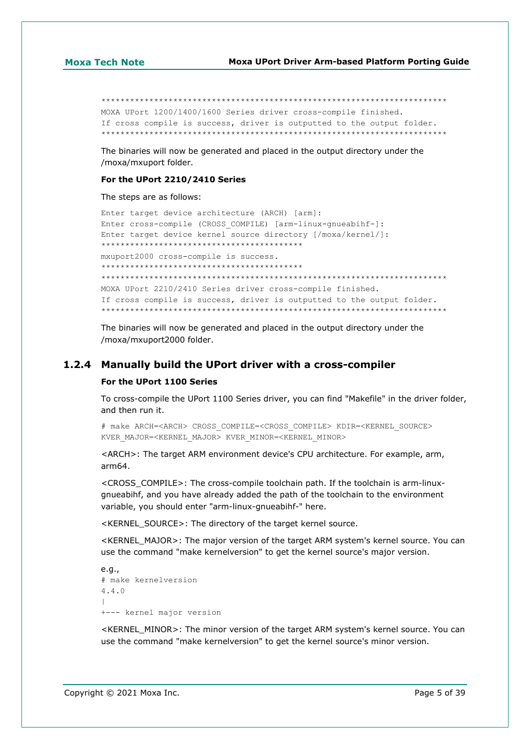```
************************************************************************
MOXA UPort 1200/1400/1600 Series driver cross-compile finished.
If cross compile is success, driver is outputted to the output folder.
************************************************************************
```

The binaries will now be generated and placed in the output directory under the /moxa/mxuport folder.

**For the UPort 2210/2410 Series**

The steps are as follows:

```
Enter target device architecture (ARCH) [arm]:
Enter cross-compile (CROSS_COMPILE) [arm-linux-gnueabihf-]:
Enter target device kernel source directory [/moxa/kernel/]:
******************************************
mxuport2000 cross-compile is success.
******************************************
************************************************************************
MOXA UPort 2210/2410 Series driver cross-compile finished.
If cross compile is success, driver is outputted to the output folder.
************************************************************************
```

The binaries will now be generated and placed in the output directory under the /moxa/mxuport2000 folder.

### 1.2.4 Manually build the UPort driver with a cross-compiler

**For the UPort 1100 Series**

To cross-compile the UPort 1100 Series driver, you can find "Makefile" in the driver folder, and then run it.

```
# make ARCH=<ARCH> CROSS_COMPILE=<CROSS_COMPILE> KDIR=<KERNEL_SOURCE>
KVER_MAJOR=<KERNEL_MAJOR> KVER_MINOR=<KERNEL_MINOR>
```

<ARCH>: The target ARM environment device's CPU architecture. For example, arm, arm64.

<CROSS_COMPILE>: The cross-compile toolchain path. If the toolchain is arm-linux-gnueabihf, and you have already added the path of the toolchain to the environment variable, you should enter "arm-linux-gnueabihf-" here.

<KERNEL_SOURCE>: The directory of the target kernel source.

<KERNEL_MAJOR>: The major version of the target ARM system's kernel source. You can use the command "make kernelversion" to get the kernel source's major version.

e.g.,

```
# make kernelversion
4.4.0
|
+--- kernel major version
```

<KERNEL_MINOR>: The minor version of the target ARM system's kernel source. You can use the command "make kernelversion" to get the kernel source's minor version.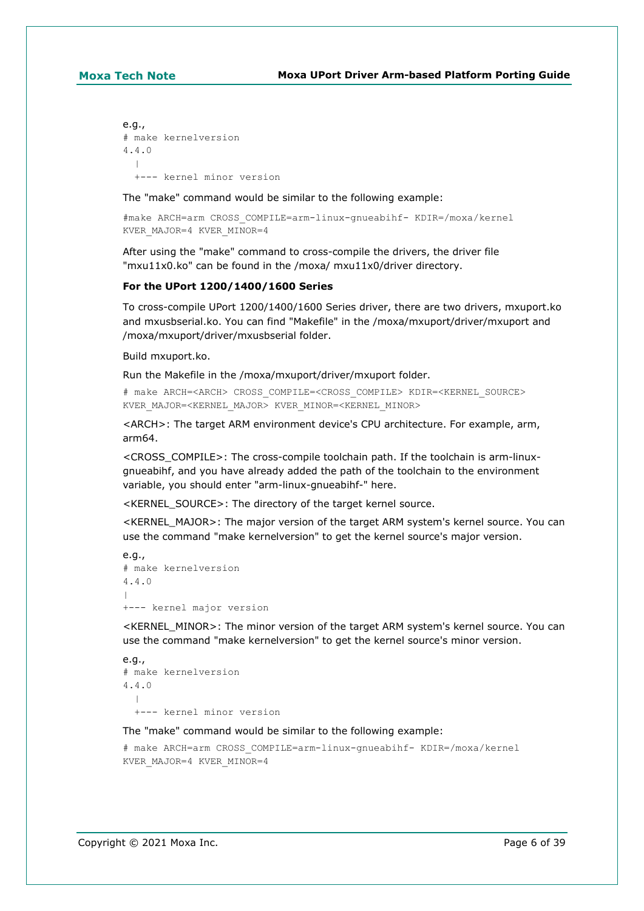e.g.,

```
# make kernelversion
4.4.0
  |
  +--- kernel minor version
```

The "make" command would be similar to the following example:

```
#make ARCH=arm CROSS_COMPILE=arm-linux-gnueabihf- KDIR=/moxa/kernel
KVER_MAJOR=4 KVER_MINOR=4
```

After using the "make" command to cross-compile the drivers, the driver file "mxu11x0.ko" can be found in the /moxa/ mxu11x0/driver directory.

**For the UPort 1200/1400/1600 Series**

To cross-compile UPort 1200/1400/1600 Series driver, there are two drivers, mxuport.ko and mxusbserial.ko. You can find "Makefile" in the /moxa/mxuport/driver/mxuport and /moxa/mxuport/driver/mxusbserial folder.

Build mxuport.ko.

Run the Makefile in the /moxa/mxuport/driver/mxuport folder.

```
# make ARCH=<ARCH> CROSS_COMPILE=<CROSS_COMPILE> KDIR=<KERNEL_SOURCE>
KVER_MAJOR=<KERNEL_MAJOR> KVER_MINOR=<KERNEL_MINOR>
```

<ARCH>: The target ARM environment device's CPU architecture. For example, arm, arm64.

<CROSS_COMPILE>: The cross-compile toolchain path. If the toolchain is arm-linux-gnueabihf, and you have already added the path of the toolchain to the environment variable, you should enter "arm-linux-gnueabihf-" here.

<KERNEL_SOURCE>: The directory of the target kernel source.

<KERNEL_MAJOR>: The major version of the target ARM system's kernel source. You can use the command "make kernelversion" to get the kernel source's major version.

e.g.,

```
# make kernelversion
4.4.0
|
+--- kernel major version
```

<KERNEL_MINOR>: The minor version of the target ARM system's kernel source. You can use the command "make kernelversion" to get the kernel source's minor version.

e.g.,

```
# make kernelversion
4.4.0
  |
  +--- kernel minor version
```

The "make" command would be similar to the following example:

```
# make ARCH=arm CROSS_COMPILE=arm-linux-gnueabihf- KDIR=/moxa/kernel
KVER_MAJOR=4 KVER_MINOR=4
```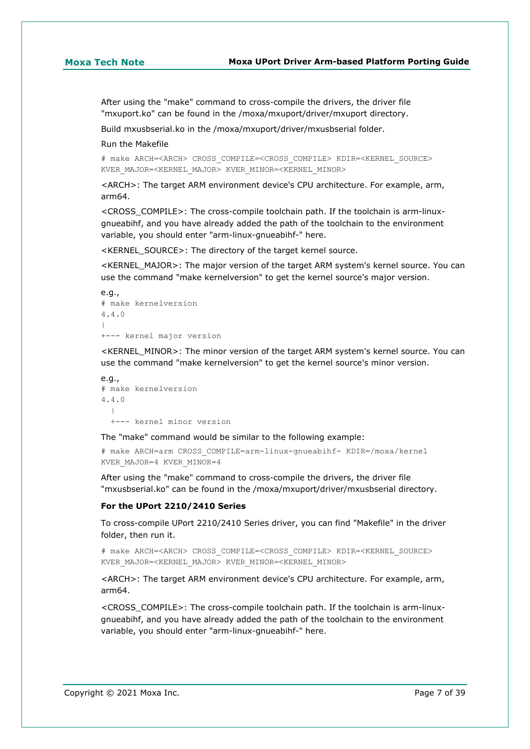After using the "make" command to cross-compile the drivers, the driver file "mxuport.ko" can be found in the /moxa/mxuport/driver/mxuport directory.

Build mxusbserial.ko in the /moxa/mxuport/driver/mxusbserial folder.

Run the Makefile

```
# make ARCH=<ARCH> CROSS_COMPILE=<CROSS_COMPILE> KDIR=<KERNEL_SOURCE>
KVER_MAJOR=<KERNEL_MAJOR> KVER_MINOR=<KERNEL_MINOR>
```

<ARCH>: The target ARM environment device's CPU architecture. For example, arm, arm64.

<CROSS_COMPILE>: The cross-compile toolchain path. If the toolchain is arm-linux-gnueabihf, and you have already added the path of the toolchain to the environment variable, you should enter "arm-linux-gnueabihf-" here.

<KERNEL_SOURCE>: The directory of the target kernel source.

<KERNEL_MAJOR>: The major version of the target ARM system's kernel source. You can use the command "make kernelversion" to get the kernel source's major version.

e.g.,

```
# make kernelversion
4.4.0
|
+--- kernel major version
```

<KERNEL_MINOR>: The minor version of the target ARM system's kernel source. You can use the command "make kernelversion" to get the kernel source's minor version.

e.g.,

```
# make kernelversion
4.4.0
  |
  +--- kernel minor version
```

The "make" command would be similar to the following example:

```
# make ARCH=arm CROSS_COMPILE=arm-linux-gnueabihf- KDIR=/moxa/kernel
KVER_MAJOR=4 KVER_MINOR=4
```

After using the "make" command to cross-compile the drivers, the driver file "mxusbserial.ko" can be found in the /moxa/mxuport/driver/mxusbserial directory.

**For the UPort 2210/2410 Series**

To cross-compile UPort 2210/2410 Series driver, you can find "Makefile" in the driver folder, then run it.

```
# make ARCH=<ARCH> CROSS_COMPILE=<CROSS_COMPILE> KDIR=<KERNEL_SOURCE>
KVER_MAJOR=<KERNEL_MAJOR> KVER_MINOR=<KERNEL_MINOR>
```

<ARCH>: The target ARM environment device's CPU architecture. For example, arm, arm64.

<CROSS_COMPILE>: The cross-compile toolchain path. If the toolchain is arm-linux-gnueabihf, and you have already added the path of the toolchain to the environment variable, you should enter "arm-linux-gnueabihf-" here.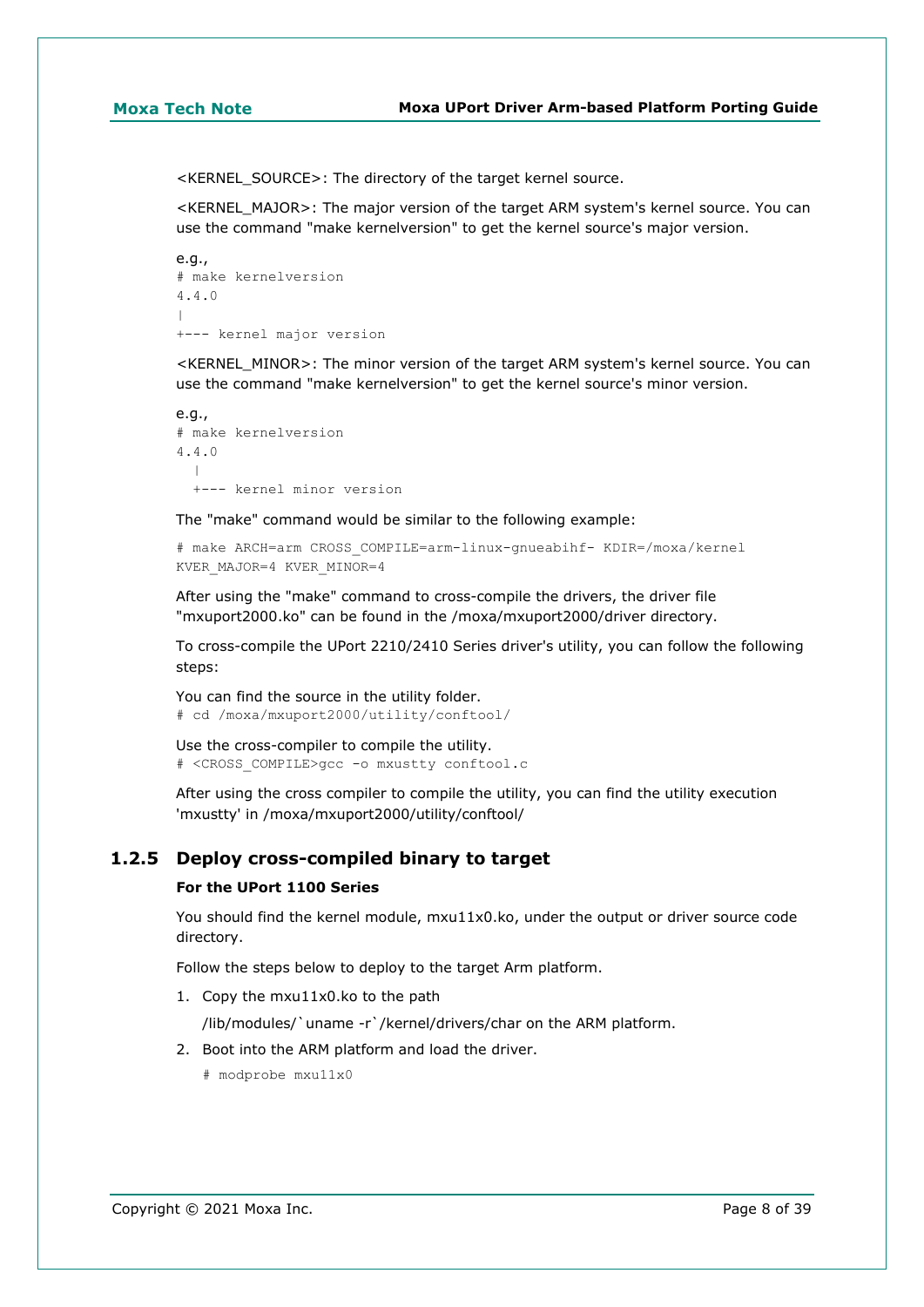<KERNEL_SOURCE>: The directory of the target kernel source.

<KERNEL_MAJOR>: The major version of the target ARM system's kernel source. You can use the command "make kernelversion" to get the kernel source's major version.

e.g.,

```
# make kernelversion
4.4.0
|
+--- kernel major version
```

<KERNEL_MINOR>: The minor version of the target ARM system's kernel source. You can use the command "make kernelversion" to get the kernel source's minor version.

e.g.,

```
# make kernelversion
4.4.0
  |
  +--- kernel minor version
```

The "make" command would be similar to the following example:

```
# make ARCH=arm CROSS_COMPILE=arm-linux-gnueabihf- KDIR=/moxa/kernel
KVER_MAJOR=4 KVER_MINOR=4
```

After using the "make" command to cross-compile the drivers, the driver file "mxuport2000.ko" can be found in the /moxa/mxuport2000/driver directory.

To cross-compile the UPort 2210/2410 Series driver's utility, you can follow the following steps:

You can find the source in the utility folder.

```
# cd /moxa/mxuport2000/utility/conftool/
```

Use the cross-compiler to compile the utility.

```
# <CROSS_COMPILE>gcc -o mxustty conftool.c
```

After using the cross compiler to compile the utility, you can find the utility execution 'mxustty' in /moxa/mxuport2000/utility/conftool/

### 1.2.5 Deploy cross-compiled binary to target

**For the UPort 1100 Series**

You should find the kernel module, mxu11x0.ko, under the output or driver source code directory.

Follow the steps below to deploy to the target Arm platform.

1. Copy the mxu11x0.ko to the path

   /lib/modules/`uname -r`/kernel/drivers/char on the ARM platform.

2. Boot into the ARM platform and load the driver.

   ```
   # modprobe mxu11x0
   ```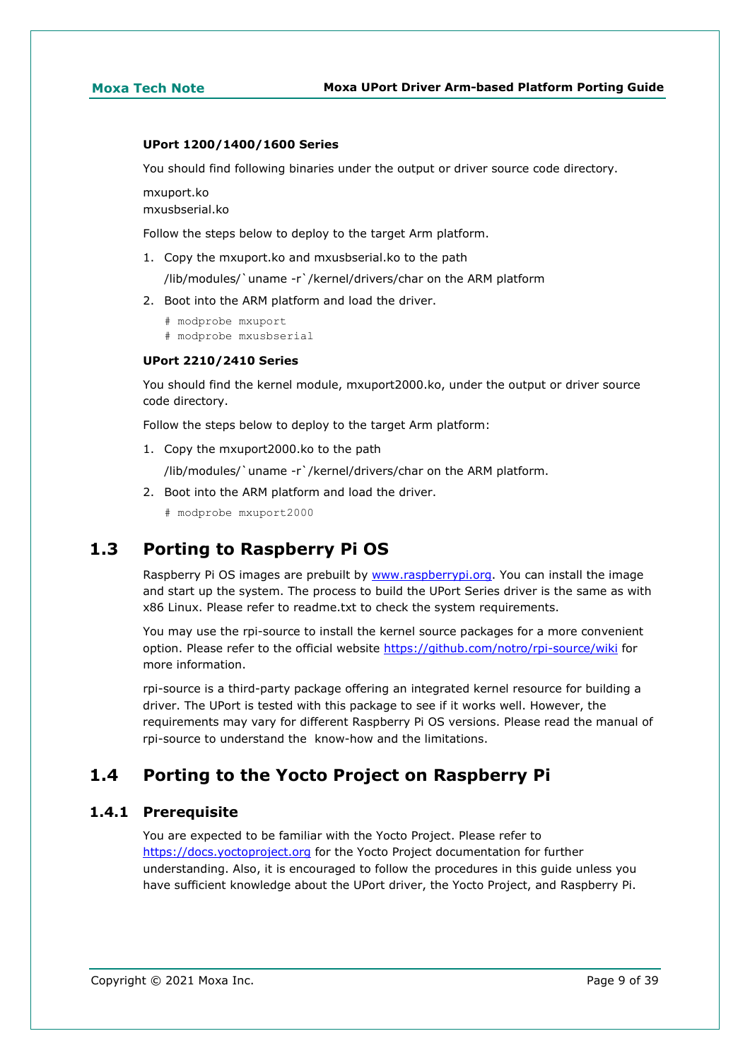**UPort 1200/1400/1600 Series**

You should find following binaries under the output or driver source code directory.

mxuport.ko
mxusbserial.ko

Follow the steps below to deploy to the target Arm platform.

1. Copy the mxuport.ko and mxusbserial.ko to the path
   /lib/modules/`uname -r`/kernel/drivers/char on the ARM platform
2. Boot into the ARM platform and load the driver.

```
# modprobe mxuport
# modprobe mxusbserial
```

**UPort 2210/2410 Series**

You should find the kernel module, mxuport2000.ko, under the output or driver source code directory.

Follow the steps below to deploy to the target Arm platform:

1. Copy the mxuport2000.ko to the path
   /lib/modules/`uname -r`/kernel/drivers/char on the ARM platform.
2. Boot into the ARM platform and load the driver.

```
# modprobe mxuport2000
```

## 1.3 Porting to Raspberry Pi OS

Raspberry Pi OS images are prebuilt by www.raspberrypi.org. You can install the image and start up the system. The process to build the UPort Series driver is the same as with x86 Linux. Please refer to readme.txt to check the system requirements.

You may use the rpi-source to install the kernel source packages for a more convenient option. Please refer to the official website https://github.com/notro/rpi-source/wiki for more information.

rpi-source is a third-party package offering an integrated kernel resource for building a driver. The UPort is tested with this package to see if it works well. However, the requirements may vary for different Raspberry Pi OS versions. Please read the manual of rpi-source to understand the know-how and the limitations.

## 1.4 Porting to the Yocto Project on Raspberry Pi

### 1.4.1 Prerequisite

You are expected to be familiar with the Yocto Project. Please refer to https://docs.yoctoproject.org for the Yocto Project documentation for further understanding. Also, it is encouraged to follow the procedures in this guide unless you have sufficient knowledge about the UPort driver, the Yocto Project, and Raspberry Pi.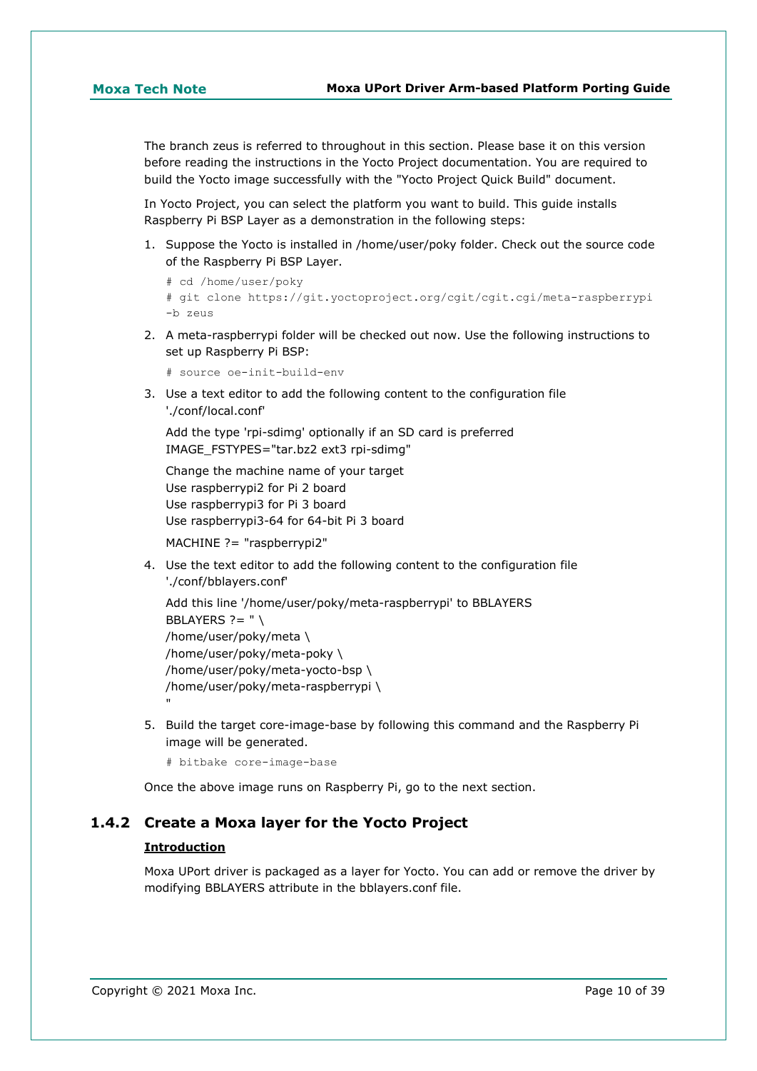The branch zeus is referred to throughout in this section. Please base it on this version before reading the instructions in the Yocto Project documentation. You are required to build the Yocto image successfully with the "Yocto Project Quick Build" document.

In Yocto Project, you can select the platform you want to build. This guide installs Raspberry Pi BSP Layer as a demonstration in the following steps:

1. Suppose the Yocto is installed in /home/user/poky folder. Check out the source code of the Raspberry Pi BSP Layer.

   ```
   # cd /home/user/poky
   # git clone https://git.yoctoproject.org/cgit/cgit.cgi/meta-raspberrypi
   -b zeus
   ```

2. A meta-raspberrypi folder will be checked out now. Use the following instructions to set up Raspberry Pi BSP:

   ```
   # source oe-init-build-env
   ```

3. Use a text editor to add the following content to the configuration file './conf/local.conf'

   Add the type 'rpi-sdimg' optionally if an SD card is preferred
   IMAGE_FSTYPES="tar.bz2 ext3 rpi-sdimg"

   Change the machine name of your target
   Use raspberrypi2 for Pi 2 board
   Use raspberrypi3 for Pi 3 board
   Use raspberrypi3-64 for 64-bit Pi 3 board

   MACHINE ?= "raspberrypi2"

4. Use the text editor to add the following content to the configuration file './conf/bblayers.conf'

   Add this line '/home/user/poky/meta-raspberrypi' to BBLAYERS
   BBLAYERS ?= " \
   /home/user/poky/meta \
   /home/user/poky/meta-poky \
   /home/user/poky/meta-yocto-bsp \
   /home/user/poky/meta-raspberrypi \
   "

5. Build the target core-image-base by following this command and the Raspberry Pi image will be generated.

   ```
   # bitbake core-image-base
   ```

Once the above image runs on Raspberry Pi, go to the next section.

### 1.4.2 Create a Moxa layer for the Yocto Project

**Introduction**

Moxa UPort driver is packaged as a layer for Yocto. You can add or remove the driver by modifying BBLAYERS attribute in the bblayers.conf file.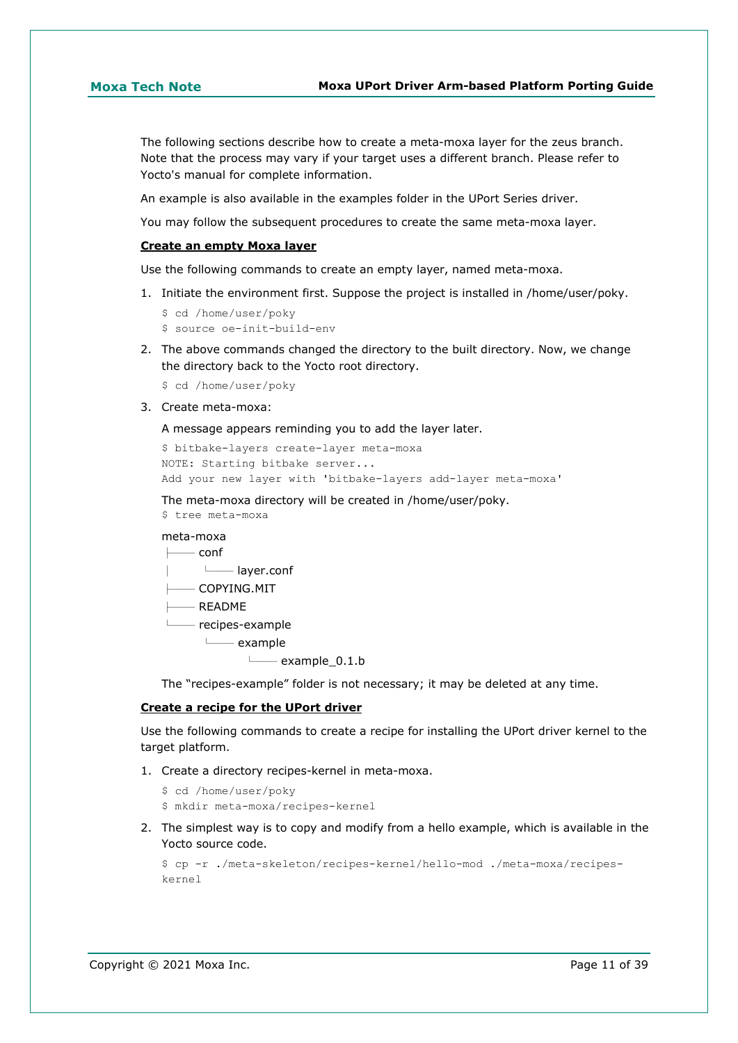The following sections describe how to create a meta-moxa layer for the zeus branch. Note that the process may vary if your target uses a different branch. Please refer to Yocto's manual for complete information.

An example is also available in the examples folder in the UPort Series driver.

You may follow the subsequent procedures to create the same meta-moxa layer.

**Create an empty Moxa layer**

Use the following commands to create an empty layer, named meta-moxa.

1. Initiate the environment first. Suppose the project is installed in /home/user/poky.

   ```
   $ cd /home/user/poky
   $ source oe-init-build-env
   ```

2. The above commands changed the directory to the built directory. Now, we change the directory back to the Yocto root directory.

   ```
   $ cd /home/user/poky
   ```

3. Create meta-moxa:

   A message appears reminding you to add the layer later.

   ```
   $ bitbake-layers create-layer meta-moxa
   NOTE: Starting bitbake server...
   Add your new layer with 'bitbake-layers add-layer meta-moxa'
   ```

   The meta-moxa directory will be created in /home/user/poky.

   ```
   $ tree meta-moxa
   ```

   ```
   meta-moxa
   ├── conf
   │   └── layer.conf
   ├── COPYING.MIT
   ├── README
   └── recipes-example
       └── example
           └── example_0.1.b
   ```

   The "recipes-example" folder is not necessary; it may be deleted at any time.

**Create a recipe for the UPort driver**

Use the following commands to create a recipe for installing the UPort driver kernel to the target platform.

1. Create a directory recipes-kernel in meta-moxa.

   ```
   $ cd /home/user/poky
   $ mkdir meta-moxa/recipes-kernel
   ```

2. The simplest way is to copy and modify from a hello example, which is available in the Yocto source code.

   ```
   $ cp -r ./meta-skeleton/recipes-kernel/hello-mod ./meta-moxa/recipes-kernel
   ```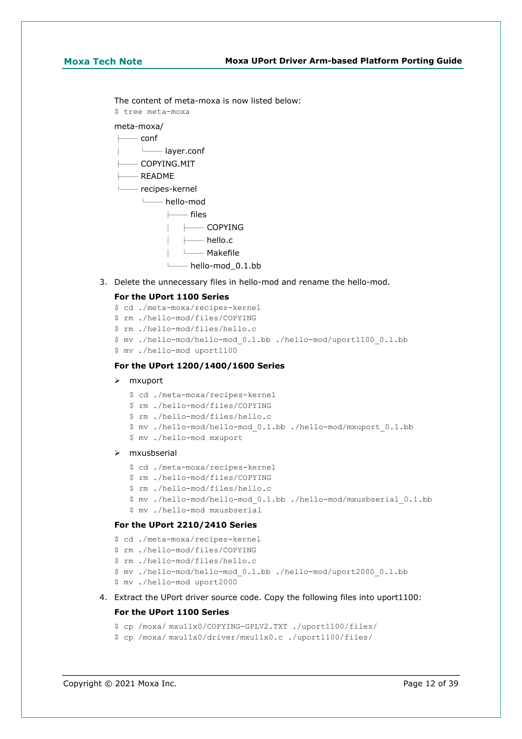The content of meta-moxa is now listed below:

```
$ tree meta-moxa
```

```
meta-moxa/
├── conf
│   └── layer.conf
├── COPYING.MIT
├── README
└── recipes-kernel
    └── hello-mod
        ├── files
        │   ├── COPYING
        │   ├── hello.c
        │   └── Makefile
        └── hello-mod_0.1.bb
```

3. Delete the unnecessary files in hello-mod and rename the hello-mod.

**For the UPort 1100 Series**

```
$ cd ./meta-moxa/recipes-kernel
$ rm ./hello-mod/files/COPYING
$ rm ./hello-mod/files/hello.c
$ mv ./hello-mod/hello-mod_0.1.bb ./hello-mod/uport1100_0.1.bb
$ mv ./hello-mod uport1100
```

**For the UPort 1200/1400/1600 Series**

- mxuport

```
$ cd ./meta-moxa/recipes-kernel
$ rm ./hello-mod/files/COPYING
$ rm ./hello-mod/files/hello.c
$ mv ./hello-mod/hello-mod_0.1.bb ./hello-mod/mxuport_0.1.bb
$ mv ./hello-mod mxuport
```

- mxusbserial

```
$ cd ./meta-moxa/recipes-kernel
$ rm ./hello-mod/files/COPYING
$ rm ./hello-mod/files/hello.c
$ mv ./hello-mod/hello-mod_0.1.bb ./hello-mod/mxusbserial_0.1.bb
$ mv ./hello-mod mxusbserial
```

**For the UPort 2210/2410 Series**

```
$ cd ./meta-moxa/recipes-kernel
$ rm ./hello-mod/files/COPYING
$ rm ./hello-mod/files/hello.c
$ mv ./hello-mod/hello-mod_0.1.bb ./hello-mod/uport2000_0.1.bb
$ mv ./hello-mod uport2000
```

4. Extract the UPort driver source code. Copy the following files into uport1100:

**For the UPort 1100 Series**

```
$ cp /moxa/ mxu11x0/COPYING-GPLV2.TXT ./uport1100/files/
$ cp /moxa/ mxu11x0/driver/mxu11x0.c ./uport1100/files/
```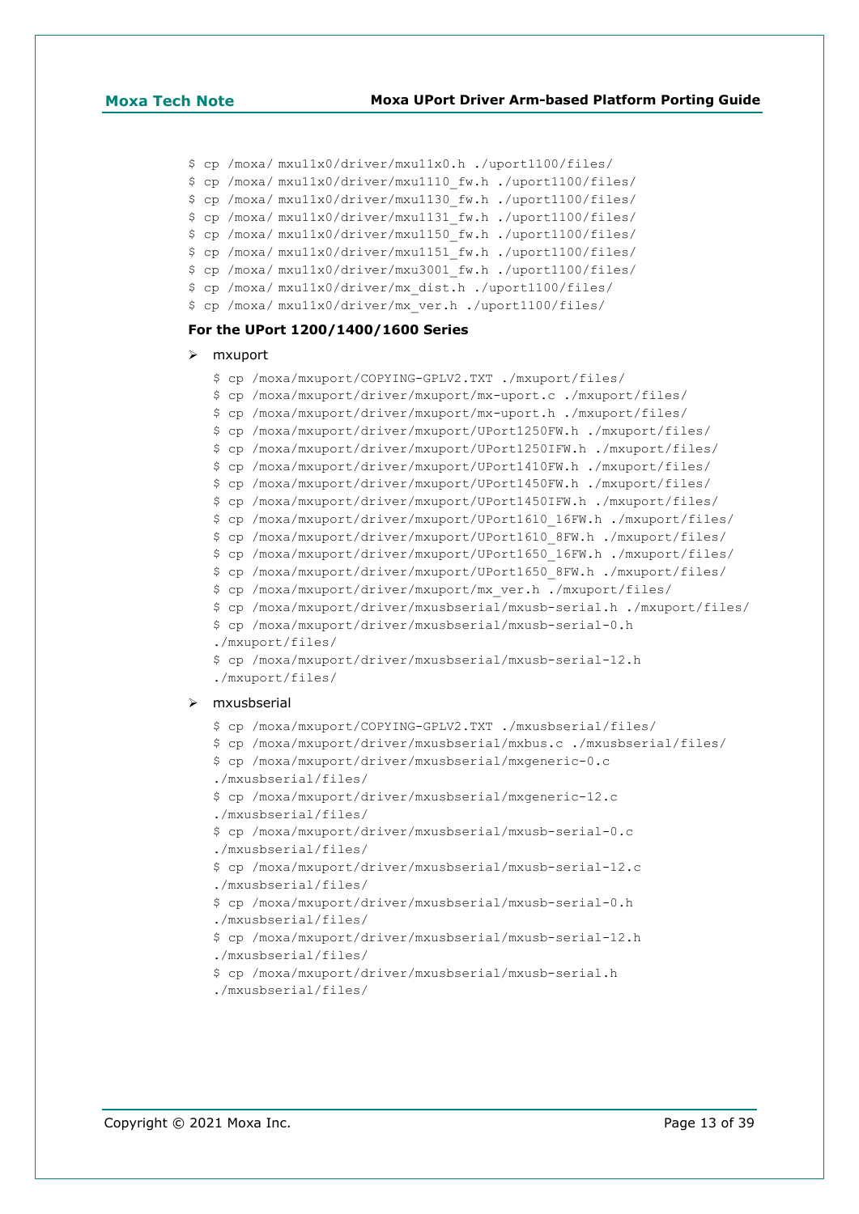```
$ cp /moxa/ mxu11x0/driver/mxu11x0.h ./uport1100/files/
$ cp /moxa/ mxu11x0/driver/mxu1110_fw.h ./uport1100/files/
$ cp /moxa/ mxu11x0/driver/mxu1130_fw.h ./uport1100/files/
$ cp /moxa/ mxu11x0/driver/mxu1131_fw.h ./uport1100/files/
$ cp /moxa/ mxu11x0/driver/mxu1150_fw.h ./uport1100/files/
$ cp /moxa/ mxu11x0/driver/mxu1151_fw.h ./uport1100/files/
$ cp /moxa/ mxu11x0/driver/mxu3001_fw.h ./uport1100/files/
$ cp /moxa/ mxu11x0/driver/mx_dist.h ./uport1100/files/
$ cp /moxa/ mxu11x0/driver/mx_ver.h ./uport1100/files/
```

**For the UPort 1200/1400/1600 Series**

- mxuport

```
$ cp /moxa/mxuport/COPYING-GPLV2.TXT ./mxuport/files/
$ cp /moxa/mxuport/driver/mxuport/mx-uport.c ./mxuport/files/
$ cp /moxa/mxuport/driver/mxuport/mx-uport.h ./mxuport/files/
$ cp /moxa/mxuport/driver/mxuport/UPort1250FW.h ./mxuport/files/
$ cp /moxa/mxuport/driver/mxuport/UPort1250IFW.h ./mxuport/files/
$ cp /moxa/mxuport/driver/mxuport/UPort1410FW.h ./mxuport/files/
$ cp /moxa/mxuport/driver/mxuport/UPort1450FW.h ./mxuport/files/
$ cp /moxa/mxuport/driver/mxuport/UPort1450IFW.h ./mxuport/files/
$ cp /moxa/mxuport/driver/mxuport/UPort1610_16FW.h ./mxuport/files/
$ cp /moxa/mxuport/driver/mxuport/UPort1610_8FW.h ./mxuport/files/
$ cp /moxa/mxuport/driver/mxuport/UPort1650_16FW.h ./mxuport/files/
$ cp /moxa/mxuport/driver/mxuport/UPort1650_8FW.h ./mxuport/files/
$ cp /moxa/mxuport/driver/mxuport/mx_ver.h ./mxuport/files/
$ cp /moxa/mxuport/driver/mxusbserial/mxusb-serial.h ./mxuport/files/
$ cp /moxa/mxuport/driver/mxusbserial/mxusb-serial-0.h
./mxuport/files/
$ cp /moxa/mxuport/driver/mxusbserial/mxusb-serial-12.h
./mxuport/files/
```

- mxusbserial

```
$ cp /moxa/mxuport/COPYING-GPLV2.TXT ./mxusbserial/files/
$ cp /moxa/mxuport/driver/mxusbserial/mxbus.c ./mxusbserial/files/
$ cp /moxa/mxuport/driver/mxusbserial/mxgeneric-0.c
./mxusbserial/files/
$ cp /moxa/mxuport/driver/mxusbserial/mxgeneric-12.c
./mxusbserial/files/
$ cp /moxa/mxuport/driver/mxusbserial/mxusb-serial-0.c
./mxusbserial/files/
$ cp /moxa/mxuport/driver/mxusbserial/mxusb-serial-12.c
./mxusbserial/files/
$ cp /moxa/mxuport/driver/mxusbserial/mxusb-serial-0.h
./mxusbserial/files/
$ cp /moxa/mxuport/driver/mxusbserial/mxusb-serial-12.h
./mxusbserial/files/
$ cp /moxa/mxuport/driver/mxusbserial/mxusb-serial.h
./mxusbserial/files/
```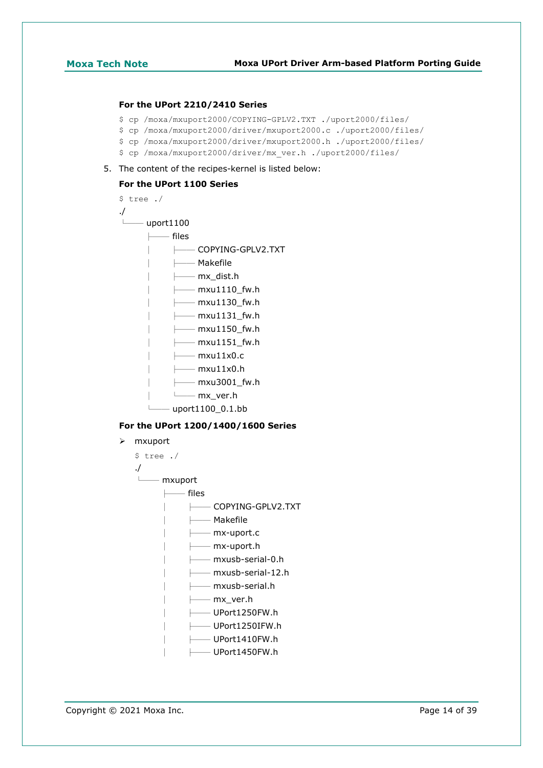**For the UPort 2210/2410 Series**

```
$ cp /moxa/mxuport2000/COPYING-GPLV2.TXT ./uport2000/files/
$ cp /moxa/mxuport2000/driver/mxuport2000.c ./uport2000/files/
$ cp /moxa/mxuport2000/driver/mxuport2000.h ./uport2000/files/
$ cp /moxa/mxuport2000/driver/mx_ver.h ./uport2000/files/
```

5. The content of the recipes-kernel is listed below:

**For the UPort 1100 Series**

```
$ tree ./
./
└── uport1100
    ├── files
    │   ├── COPYING-GPLV2.TXT
    │   ├── Makefile
    │   ├── mx_dist.h
    │   ├── mxu1110_fw.h
    │   ├── mxu1130_fw.h
    │   ├── mxu1131_fw.h
    │   ├── mxu1150_fw.h
    │   ├── mxu1151_fw.h
    │   ├── mxu11x0.c
    │   ├── mxu11x0.h
    │   ├── mxu3001_fw.h
    │   └── mx_ver.h
    └── uport1100_0.1.bb
```

**For the UPort 1200/1400/1600 Series**

- mxuport

```
$ tree ./
./
└── mxuport
    ├── files
    │   ├── COPYING-GPLV2.TXT
    │   ├── Makefile
    │   ├── mx-uport.c
    │   ├── mx-uport.h
    │   ├── mxusb-serial-0.h
    │   ├── mxusb-serial-12.h
    │   ├── mxusb-serial.h
    │   ├── mx_ver.h
    │   ├── UPort1250FW.h
    │   ├── UPort1250IFW.h
    │   ├── UPort1410FW.h
    │   ├── UPort1450FW.h
```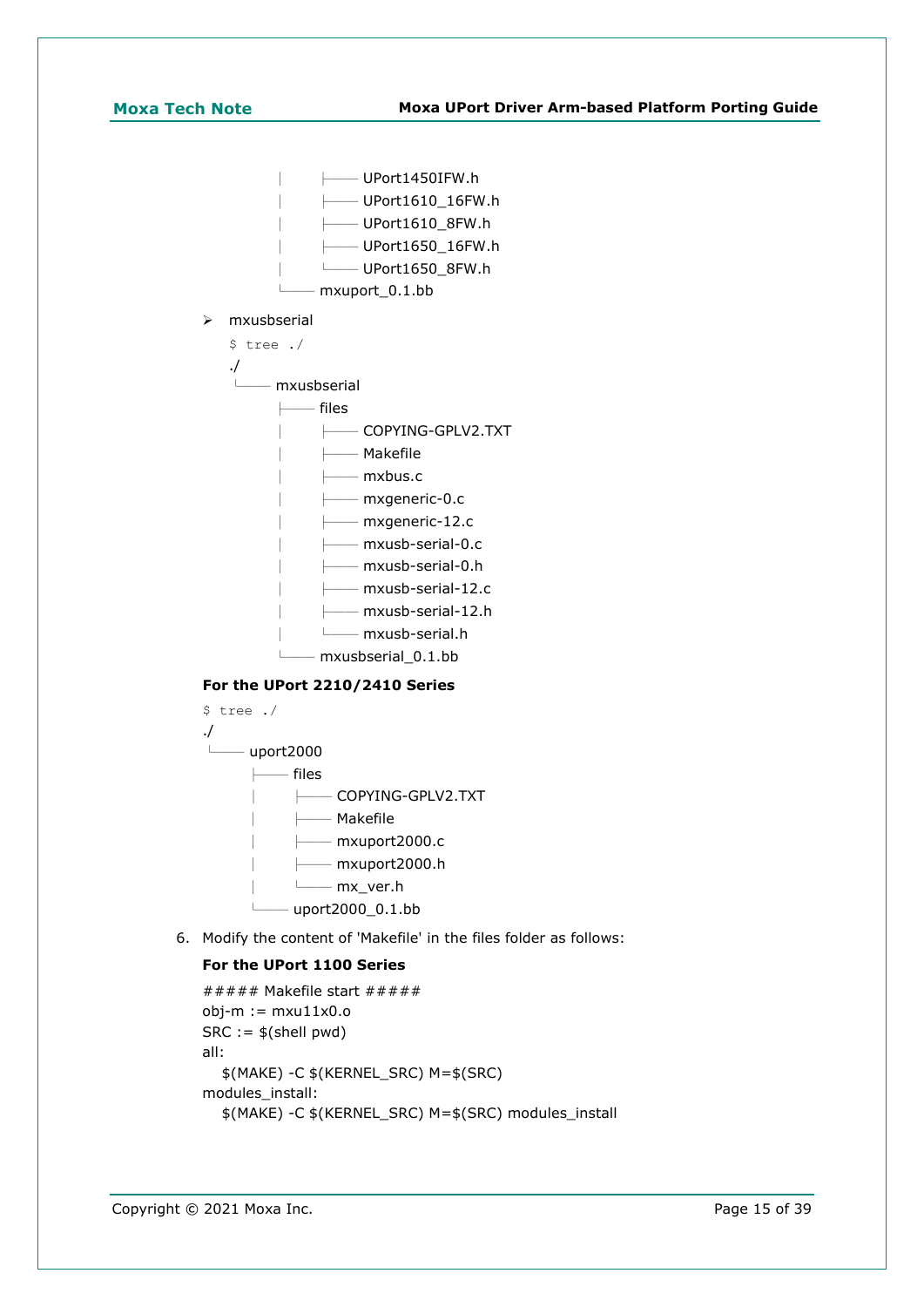```
│       ├── UPort1450IFW.h
│       ├── UPort1610_16FW.h
│       ├── UPort1610_8FW.h
│       ├── UPort1650_16FW.h
│       └── UPort1650_8FW.h
└── mxuport_0.1.bb
```

- mxusbserial

```
$ tree ./
./
└── mxusbserial
    ├── files
    │   ├── COPYING-GPLV2.TXT
    │   ├── Makefile
    │   ├── mxbus.c
    │   ├── mxgeneric-0.c
    │   ├── mxgeneric-12.c
    │   ├── mxusb-serial-0.c
    │   ├── mxusb-serial-0.h
    │   ├── mxusb-serial-12.c
    │   ├── mxusb-serial-12.h
    │   └── mxusb-serial.h
    └── mxusbserial_0.1.bb
```

**For the UPort 2210/2410 Series**

```
$ tree ./
./
└── uport2000
    ├── files
    │   ├── COPYING-GPLV2.TXT
    │   ├── Makefile
    │   ├── mxuport2000.c
    │   ├── mxuport2000.h
    │   └── mx_ver.h
    └── uport2000_0.1.bb
```

6. Modify the content of 'Makefile' in the files folder as follows:

**For the UPort 1100 Series**

```
##### Makefile start #####
obj-m := mxu11x0.o
SRC := $(shell pwd)
all:
	$(MAKE) -C $(KERNEL_SRC) M=$(SRC)
modules_install:
	$(MAKE) -C $(KERNEL_SRC) M=$(SRC) modules_install
```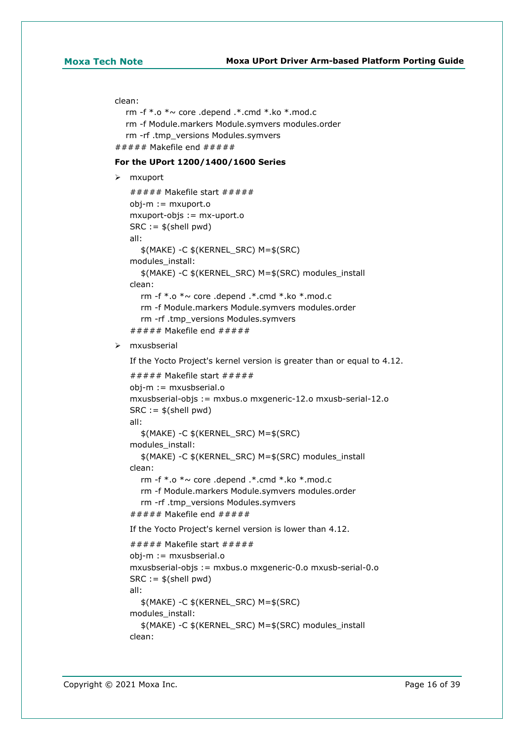```
clean:
   rm -f *.o *~ core .depend .*.cmd *.ko *.mod.c
   rm -f Module.markers Module.symvers modules.order
   rm -rf .tmp_versions Modules.symvers
##### Makefile end #####
```

**For the UPort 1200/1400/1600 Series**

- mxuport

```
##### Makefile start #####
obj-m := mxuport.o
mxuport-objs := mx-uport.o
SRC := $(shell pwd)
all:
   $(MAKE) -C $(KERNEL_SRC) M=$(SRC)
modules_install:
   $(MAKE) -C $(KERNEL_SRC) M=$(SRC) modules_install
clean:
   rm -f *.o *~ core .depend .*.cmd *.ko *.mod.c
   rm -f Module.markers Module.symvers modules.order
   rm -rf .tmp_versions Modules.symvers
##### Makefile end #####
```

- mxusbserial

If the Yocto Project's kernel version is greater than or equal to 4.12.

```
##### Makefile start #####
obj-m := mxusbserial.o
mxusbserial-objs := mxbus.o mxgeneric-12.o mxusb-serial-12.o
SRC := $(shell pwd)
all:
   $(MAKE) -C $(KERNEL_SRC) M=$(SRC)
modules_install:
   $(MAKE) -C $(KERNEL_SRC) M=$(SRC) modules_install
clean:
   rm -f *.o *~ core .depend .*.cmd *.ko *.mod.c
   rm -f Module.markers Module.symvers modules.order
   rm -rf .tmp_versions Modules.symvers
##### Makefile end #####
```

If the Yocto Project's kernel version is lower than 4.12.

```
##### Makefile start #####
obj-m := mxusbserial.o
mxusbserial-objs := mxbus.o mxgeneric-0.o mxusb-serial-0.o
SRC := $(shell pwd)
all:
   $(MAKE) -C $(KERNEL_SRC) M=$(SRC)
modules_install:
   $(MAKE) -C $(KERNEL_SRC) M=$(SRC) modules_install
clean:
```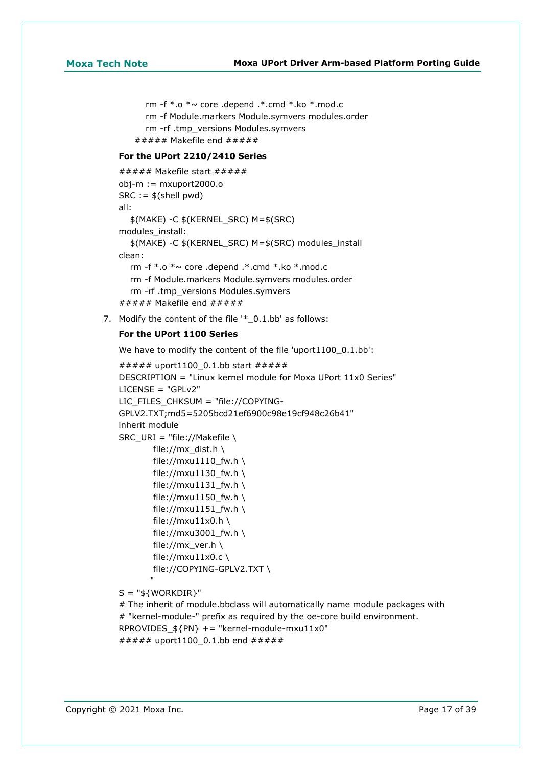```
    rm -f *.o *~ core .depend .*.cmd *.ko *.mod.c
    rm -f Module.markers Module.symvers modules.order
    rm -rf .tmp_versions Modules.symvers
##### Makefile end #####
```

**For the UPort 2210/2410 Series**

```
##### Makefile start #####
obj-m := mxuport2000.o
SRC := $(shell pwd)
all:
    $(MAKE) -C $(KERNEL_SRC) M=$(SRC)
modules_install:
    $(MAKE) -C $(KERNEL_SRC) M=$(SRC) modules_install
clean:
    rm -f *.o *~ core .depend .*.cmd *.ko *.mod.c
    rm -f Module.markers Module.symvers modules.order
    rm -rf .tmp_versions Modules.symvers
##### Makefile end #####
```

7. Modify the content of the file '*_0.1.bb' as follows:

**For the UPort 1100 Series**

We have to modify the content of the file 'uport1100_0.1.bb':

```
##### uport1100_0.1.bb start #####
DESCRIPTION = "Linux kernel module for Moxa UPort 11x0 Series"
LICENSE = "GPLv2"
LIC_FILES_CHKSUM = "file://COPYING-
GPLV2.TXT;md5=5205bcd21ef6900c98e19cf948c26b41"
inherit module
SRC_URI = "file://Makefile \
         file://mx_dist.h \
         file://mxu1110_fw.h \
         file://mxu1130_fw.h \
         file://mxu1131_fw.h \
         file://mxu1150_fw.h \
         file://mxu1151_fw.h \
         file://mxu11x0.h \
         file://mxu3001_fw.h \
         file://mx_ver.h \
         file://mxu11x0.c \
         file://COPYING-GPLV2.TXT \
        "
S = "${WORKDIR}"
# The inherit of module.bbclass will automatically name module packages with
# "kernel-module-" prefix as required by the oe-core build environment.
RPROVIDES_${PN} += "kernel-module-mxu11x0"
##### uport1100_0.1.bb end #####
```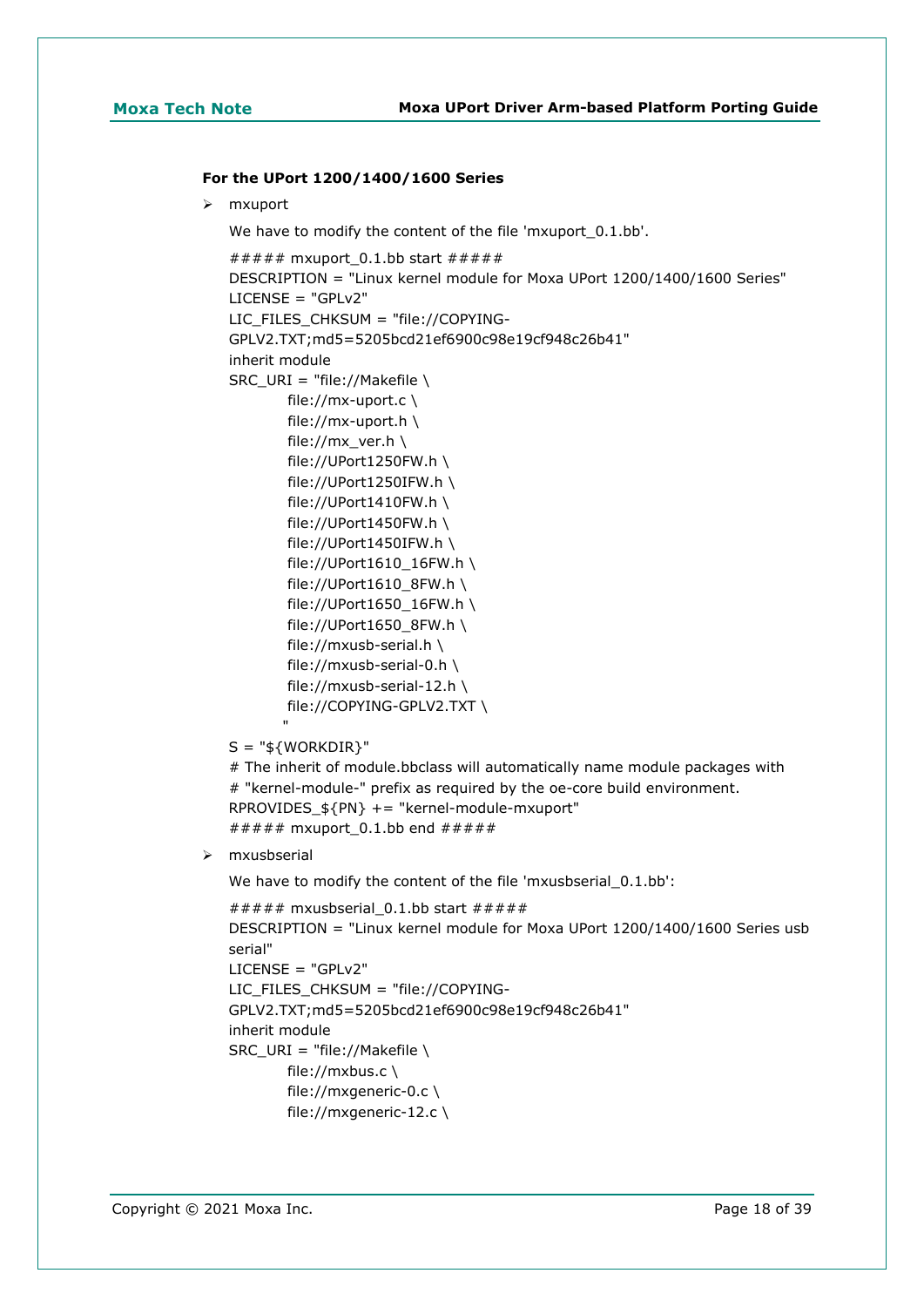**For the UPort 1200/1400/1600 Series**

- mxuport

  We have to modify the content of the file 'mxuport_0.1.bb'.

```
##### mxuport_0.1.bb start #####
DESCRIPTION = "Linux kernel module for Moxa UPort 1200/1400/1600 Series"
LICENSE = "GPLv2"
LIC_FILES_CHKSUM = "file://COPYING-GPLV2.TXT;md5=5205bcd21ef6900c98e19cf948c26b41"
inherit module
SRC_URI = "file://Makefile \
        file://mx-uport.c \
        file://mx-uport.h \
        file://mx_ver.h \
        file://UPort1250FW.h \
        file://UPort1250IFW.h \
        file://UPort1410FW.h \
        file://UPort1450FW.h \
        file://UPort1450IFW.h \
        file://UPort1610_16FW.h \
        file://UPort1610_8FW.h \
        file://UPort1650_16FW.h \
        file://UPort1650_8FW.h \
        file://mxusb-serial.h \
        file://mxusb-serial-0.h \
        file://mxusb-serial-12.h \
        file://COPYING-GPLV2.TXT \
        "
S = "${WORKDIR}"
# The inherit of module.bbclass will automatically name module packages with
# "kernel-module-" prefix as required by the oe-core build environment.
RPROVIDES_${PN} += "kernel-module-mxuport"
##### mxuport_0.1.bb end #####
```

- mxusbserial

  We have to modify the content of the file 'mxusbserial_0.1.bb':

```
##### mxusbserial_0.1.bb start #####
DESCRIPTION = "Linux kernel module for Moxa UPort 1200/1400/1600 Series usb serial"
LICENSE = "GPLv2"
LIC_FILES_CHKSUM = "file://COPYING-GPLV2.TXT;md5=5205bcd21ef6900c98e19cf948c26b41"
inherit module
SRC_URI = "file://Makefile \
        file://mxbus.c \
        file://mxgeneric-0.c \
        file://mxgeneric-12.c \
```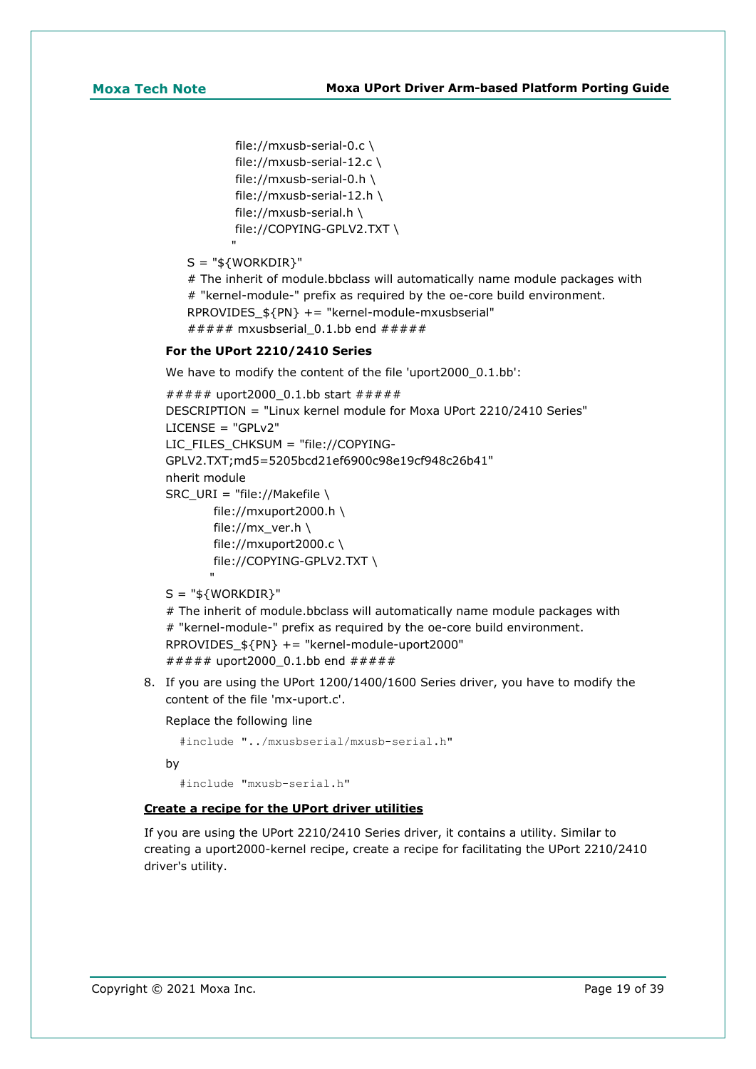```
            file://mxusb-serial-0.c \
            file://mxusb-serial-12.c \
            file://mxusb-serial-0.h \
            file://mxusb-serial-12.h \
            file://mxusb-serial.h \
            file://COPYING-GPLV2.TXT \
           "
    S = "${WORKDIR}"
    # The inherit of module.bbclass will automatically name module packages with
    # "kernel-module-" prefix as required by the oe-core build environment.
    RPROVIDES_${PN} += "kernel-module-mxusbserial"
    ##### mxusbserial_0.1.bb end #####
```

**For the UPort 2210/2410 Series**

We have to modify the content of the file 'uport2000_0.1.bb':

```
##### uport2000_0.1.bb start #####
DESCRIPTION = "Linux kernel module for Moxa UPort 2210/2410 Series"
LICENSE = "GPLv2"
LIC_FILES_CHKSUM = "file://COPYING-
GPLV2.TXT;md5=5205bcd21ef6900c98e19cf948c26b41"
nherit module
SRC_URI = "file://Makefile \
        file://mxuport2000.h \
        file://mx_ver.h \
        file://mxuport2000.c \
        file://COPYING-GPLV2.TXT \
       "
S = "${WORKDIR}"
# The inherit of module.bbclass will automatically name module packages with
# "kernel-module-" prefix as required by the oe-core build environment.
RPROVIDES_${PN} += "kernel-module-uport2000"
##### uport2000_0.1.bb end #####
```

8. If you are using the UPort 1200/1400/1600 Series driver, you have to modify the content of the file 'mx-uport.c'.

   Replace the following line

   ```
   #include "../mxusbserial/mxusb-serial.h"
   ```

   by

   ```
   #include "mxusb-serial.h"
   ```

**<u>Create a recipe for the UPort driver utilities</u>**

If you are using the UPort 2210/2410 Series driver, it contains a utility. Similar to creating a uport2000-kernel recipe, create a recipe for facilitating the UPort 2210/2410 driver's utility.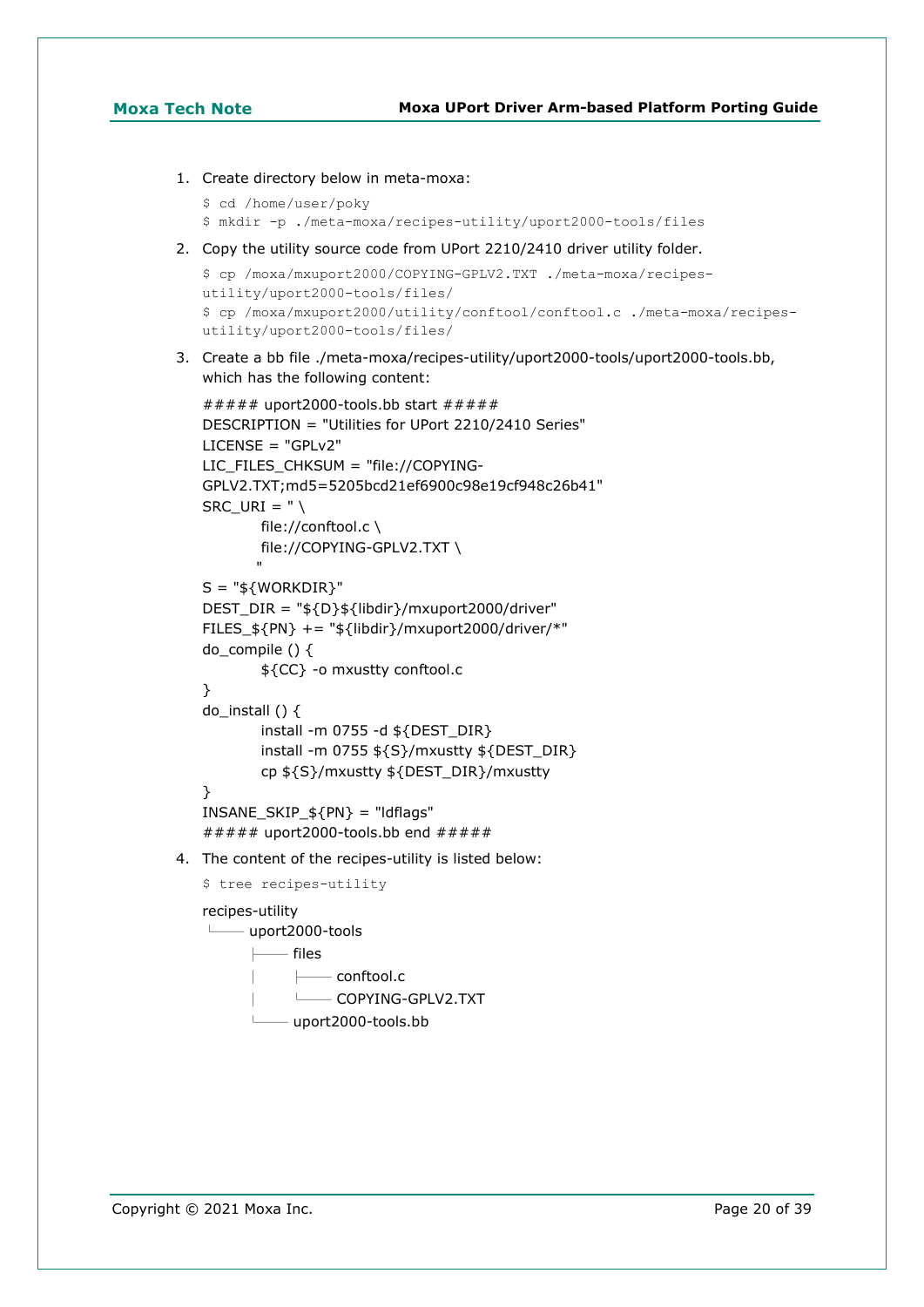1. Create directory below in meta-moxa:

   ```
   $ cd /home/user/poky
   $ mkdir -p ./meta-moxa/recipes-utility/uport2000-tools/files
   ```

2. Copy the utility source code from UPort 2210/2410 driver utility folder.

   ```
   $ cp /moxa/mxuport2000/COPYING-GPLV2.TXT ./meta-moxa/recipes-utility/uport2000-tools/files/
   $ cp /moxa/mxuport2000/utility/conftool/conftool.c ./meta-moxa/recipes-utility/uport2000-tools/files/
   ```

3. Create a bb file ./meta-moxa/recipes-utility/uport2000-tools/uport2000-tools.bb, which has the following content:

   ```
   ##### uport2000-tools.bb start #####
   DESCRIPTION = "Utilities for UPort 2210/2410 Series"
   LICENSE = "GPLv2"
   LIC_FILES_CHKSUM = "file://COPYING-GPLV2.TXT;md5=5205bcd21ef6900c98e19cf948c26b41"
   SRC_URI = " \
           file://conftool.c \
           file://COPYING-GPLV2.TXT \
           "
   S = "${WORKDIR}"
   DEST_DIR = "${D}${libdir}/mxuport2000/driver"
   FILES_${PN} += "${libdir}/mxuport2000/driver/*"
   do_compile () {
           ${CC} -o mxustty conftool.c
   }
   do_install () {
           install -m 0755 -d ${DEST_DIR}
           install -m 0755 ${S}/mxustty ${DEST_DIR}
           cp ${S}/mxustty ${DEST_DIR}/mxustty
   }
   INSANE_SKIP_${PN} = "ldflags"
   ##### uport2000-tools.bb end #####
   ```

4. The content of the recipes-utility is listed below:

   ```
   $ tree recipes-utility
   ```

   ```
   recipes-utility
   └── uport2000-tools
       ├── files
       │   ├── conftool.c
       │   └── COPYING-GPLV2.TXT
       └── uport2000-tools.bb
   ```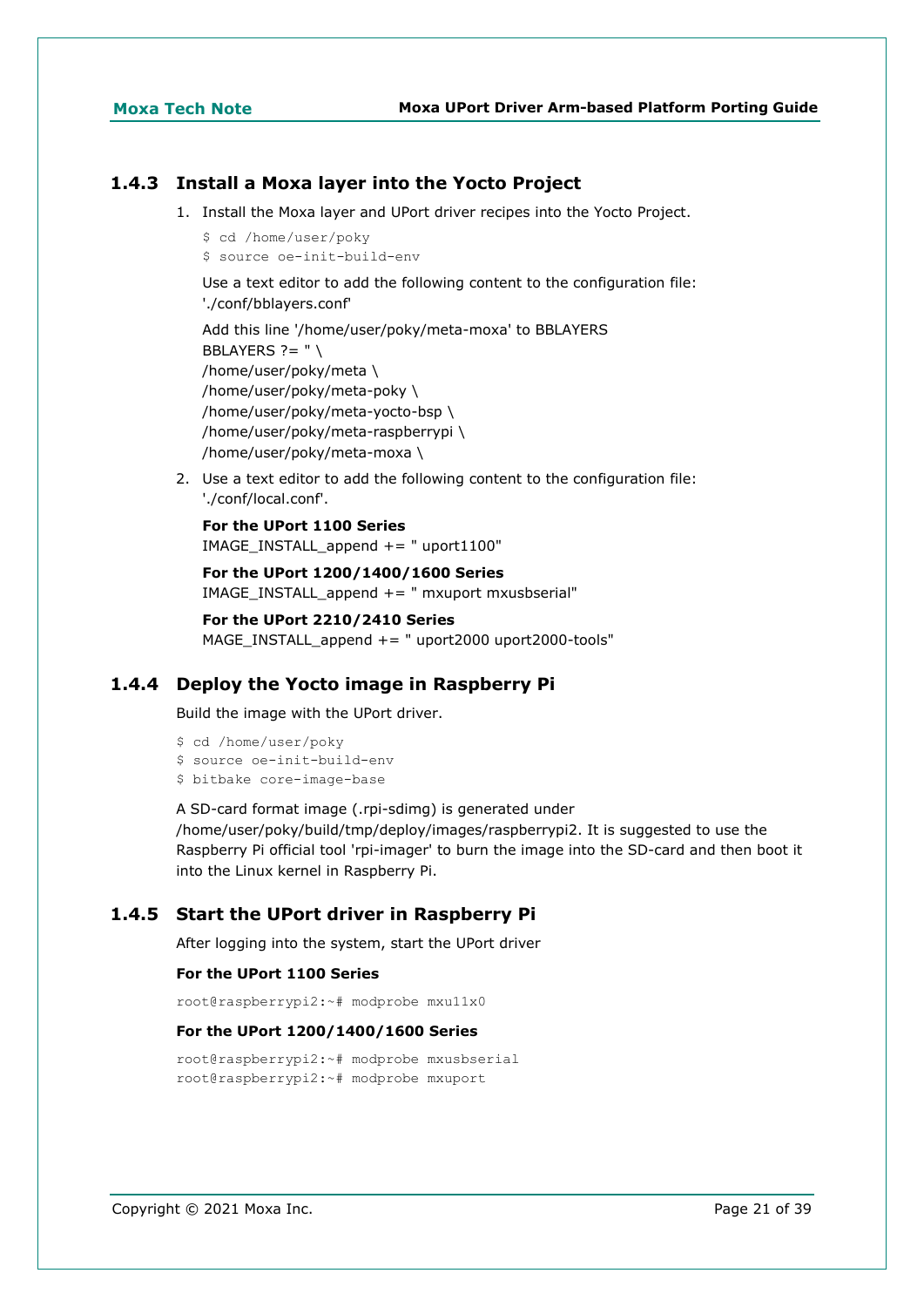### 1.4.3 Install a Moxa layer into the Yocto Project

1. Install the Moxa layer and UPort driver recipes into the Yocto Project.

   ```
   $ cd /home/user/poky
   $ source oe-init-build-env
   ```

   Use a text editor to add the following content to the configuration file: './conf/bblayers.conf'

   Add this line '/home/user/poky/meta-moxa' to BBLAYERS
   BBLAYERS ?= " \
   /home/user/poky/meta \
   /home/user/poky/meta-poky \
   /home/user/poky/meta-yocto-bsp \
   /home/user/poky/meta-raspberrypi \
   /home/user/poky/meta-moxa \

2. Use a text editor to add the following content to the configuration file: './conf/local.conf'.

   **For the UPort 1100 Series**
   IMAGE_INSTALL_append += " uport1100"

   **For the UPort 1200/1400/1600 Series**
   IMAGE_INSTALL_append += " mxuport mxusbserial"

   **For the UPort 2210/2410 Series**
   MAGE_INSTALL_append += " uport2000 uport2000-tools"

### 1.4.4 Deploy the Yocto image in Raspberry Pi

Build the image with the UPort driver.

```
$ cd /home/user/poky
$ source oe-init-build-env
$ bitbake core-image-base
```

A SD-card format image (.rpi-sdimg) is generated under /home/user/poky/build/tmp/deploy/images/raspberrypi2. It is suggested to use the Raspberry Pi official tool 'rpi-imager' to burn the image into the SD-card and then boot it into the Linux kernel in Raspberry Pi.

### 1.4.5 Start the UPort driver in Raspberry Pi

After logging into the system, start the UPort driver

**For the UPort 1100 Series**

```
root@raspberrypi2:~# modprobe mxu11x0
```

**For the UPort 1200/1400/1600 Series**

```
root@raspberrypi2:~# modprobe mxusbserial
root@raspberrypi2:~# modprobe mxuport
```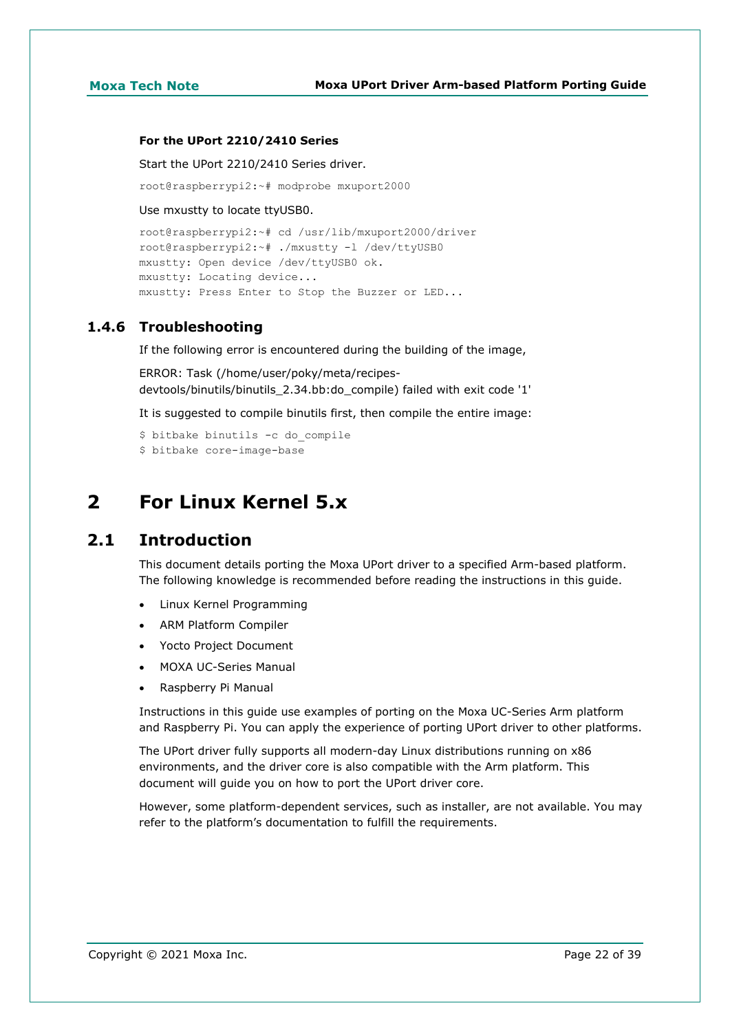**For the UPort 2210/2410 Series**

Start the UPort 2210/2410 Series driver.

```
root@raspberrypi2:~# modprobe mxuport2000
```

Use mxustty to locate ttyUSB0.

```
root@raspberrypi2:~# cd /usr/lib/mxuport2000/driver
root@raspberrypi2:~# ./mxustty -l /dev/ttyUSB0
mxustty: Open device /dev/ttyUSB0 ok.
mxustty: Locating device...
mxustty: Press Enter to Stop the Buzzer or LED...
```

### 1.4.6 Troubleshooting

If the following error is encountered during the building of the image,

ERROR: Task (/home/user/poky/meta/recipes-devtools/binutils/binutils_2.34.bb:do_compile) failed with exit code '1'

It is suggested to compile binutils first, then compile the entire image:

```
$ bitbake binutils -c do_compile
$ bitbake core-image-base
```

# 2 For Linux Kernel 5.x

## 2.1 Introduction

This document details porting the Moxa UPort driver to a specified Arm-based platform. The following knowledge is recommended before reading the instructions in this guide.

- Linux Kernel Programming
- ARM Platform Compiler
- Yocto Project Document
- MOXA UC-Series Manual
- Raspberry Pi Manual

Instructions in this guide use examples of porting on the Moxa UC-Series Arm platform and Raspberry Pi. You can apply the experience of porting UPort driver to other platforms.

The UPort driver fully supports all modern-day Linux distributions running on x86 environments, and the driver core is also compatible with the Arm platform. This document will guide you on how to port the UPort driver core.

However, some platform-dependent services, such as installer, are not available. You may refer to the platform's documentation to fulfill the requirements.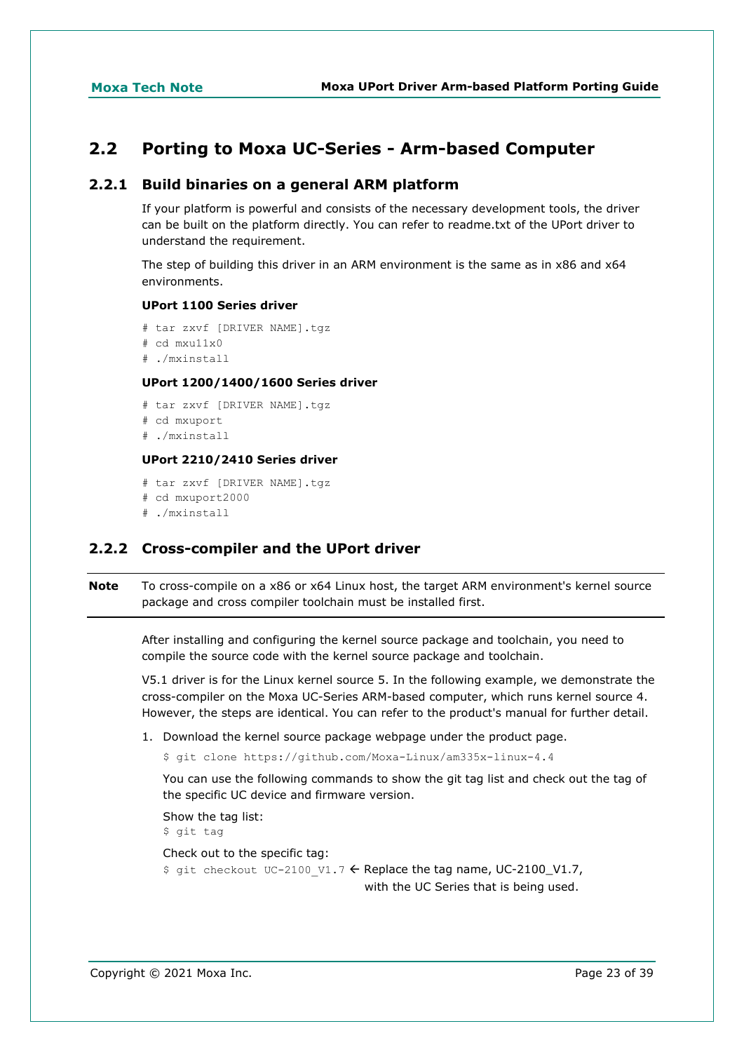## 2.2 Porting to Moxa UC-Series - Arm-based Computer

### 2.2.1 Build binaries on a general ARM platform

If your platform is powerful and consists of the necessary development tools, the driver can be built on the platform directly. You can refer to readme.txt of the UPort driver to understand the requirement.

The step of building this driver in an ARM environment is the same as in x86 and x64 environments.

**UPort 1100 Series driver**

```
# tar zxvf [DRIVER NAME].tgz
# cd mxu11x0
# ./mxinstall
```

**UPort 1200/1400/1600 Series driver**

```
# tar zxvf [DRIVER NAME].tgz
# cd mxuport
# ./mxinstall
```

**UPort 2210/2410 Series driver**

```
# tar zxvf [DRIVER NAME].tgz
# cd mxuport2000
# ./mxinstall
```

### 2.2.2 Cross-compiler and the UPort driver

**Note** To cross-compile on a x86 or x64 Linux host, the target ARM environment's kernel source package and cross compiler toolchain must be installed first.

After installing and configuring the kernel source package and toolchain, you need to compile the source code with the kernel source package and toolchain.

V5.1 driver is for the Linux kernel source 5. In the following example, we demonstrate the cross-compiler on the Moxa UC-Series ARM-based computer, which runs kernel source 4. However, the steps are identical. You can refer to the product's manual for further detail.

1. Download the kernel source package webpage under the product page.

   ```
   $ git clone https://github.com/Moxa-Linux/am335x-linux-4.4
   ```

   You can use the following commands to show the git tag list and check out the tag of the specific UC device and firmware version.

   Show the tag list:

   ```
   $ git tag
   ```

   Check out to the specific tag:

   ```
   $ git checkout UC-2100_V1.7
   ```

   ← Replace the tag name, UC-2100_V1.7, with the UC Series that is being used.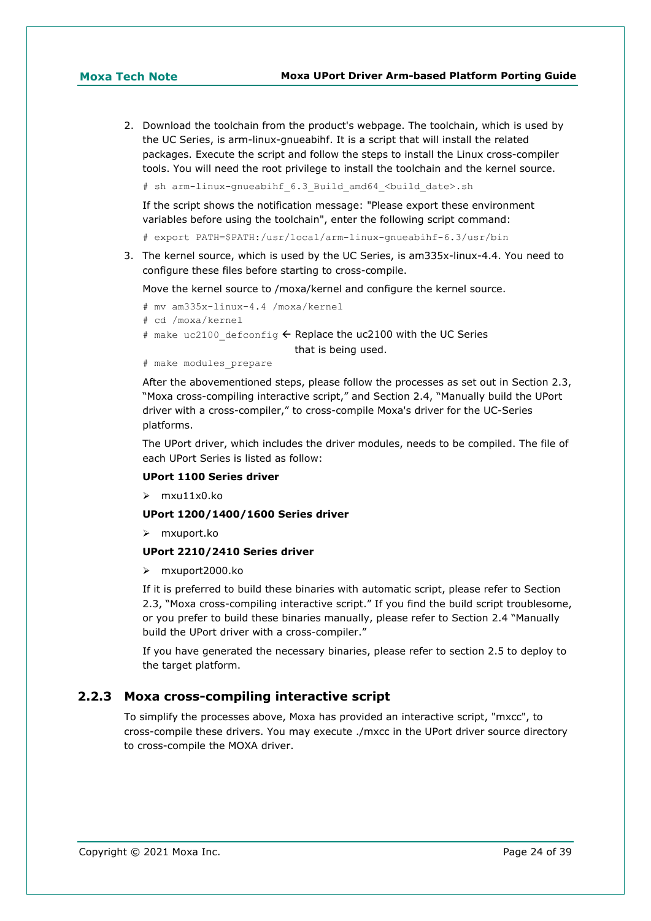2. Download the toolchain from the product's webpage. The toolchain, which is used by the UC Series, is arm-linux-gnueabihf. It is a script that will install the related packages. Execute the script and follow the steps to install the Linux cross-compiler tools. You will need the root privilege to install the toolchain and the kernel source.

   ```
   # sh arm-linux-gnueabihf_6.3_Build_amd64_<build_date>.sh
   ```

   If the script shows the notification message: "Please export these environment variables before using the toolchain", enter the following script command:

   ```
   # export PATH=$PATH:/usr/local/arm-linux-gnueabihf-6.3/usr/bin
   ```

3. The kernel source, which is used by the UC Series, is am335x-linux-4.4. You need to configure these files before starting to cross-compile.

   Move the kernel source to /moxa/kernel and configure the kernel source.

   ```
   # mv am335x-linux-4.4 /moxa/kernel
   # cd /moxa/kernel
   # make uc2100_defconfig ← Replace the uc2100 with the UC Series that is being used.
   # make modules_prepare
   ```

   After the abovementioned steps, please follow the processes as set out in Section 2.3, “Moxa cross-compiling interactive script,” and Section 2.4, “Manually build the UPort driver with a cross-compiler,” to cross-compile Moxa's driver for the UC-Series platforms.

   The UPort driver, which includes the driver modules, needs to be compiled. The file of each UPort Series is listed as follow:

   **UPort 1100 Series driver**

   - mxu11x0.ko

   **UPort 1200/1400/1600 Series driver**

   - mxuport.ko

   **UPort 2210/2410 Series driver**

   - mxuport2000.ko

   If it is preferred to build these binaries with automatic script, please refer to Section 2.3, “Moxa cross-compiling interactive script.” If you find the build script troublesome, or you prefer to build these binaries manually, please refer to Section 2.4 “Manually build the UPort driver with a cross-compiler.”

   If you have generated the necessary binaries, please refer to section 2.5 to deploy to the target platform.

### 2.2.3 Moxa cross-compiling interactive script

To simplify the processes above, Moxa has provided an interactive script, "mxcc", to cross-compile these drivers. You may execute ./mxcc in the UPort driver source directory to cross-compile the MOXA driver.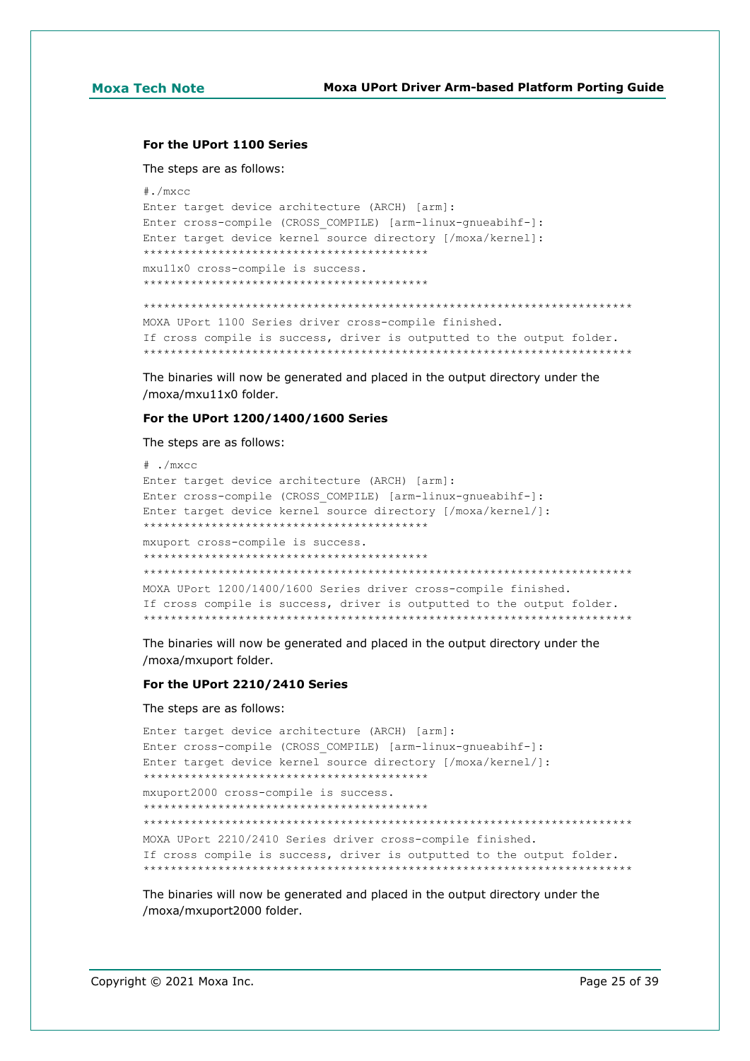**For the UPort 1100 Series**

The steps are as follows:

```
#./mxcc
Enter target device architecture (ARCH) [arm]:
Enter cross-compile (CROSS_COMPILE) [arm-linux-gnueabihf-]:
Enter target device kernel source directory [/moxa/kernel]:
******************************************
mxu11x0 cross-compile is success.
******************************************

************************************************************************
MOXA UPort 1100 Series driver cross-compile finished.
If cross compile is success, driver is outputted to the output folder.
************************************************************************
```

The binaries will now be generated and placed in the output directory under the /moxa/mxu11x0 folder.

**For the UPort 1200/1400/1600 Series**

The steps are as follows:

```
# ./mxcc
Enter target device architecture (ARCH) [arm]:
Enter cross-compile (CROSS_COMPILE) [arm-linux-gnueabihf-]:
Enter target device kernel source directory [/moxa/kernel/]:
******************************************
mxuport cross-compile is success.
******************************************
************************************************************************
MOXA UPort 1200/1400/1600 Series driver cross-compile finished.
If cross compile is success, driver is outputted to the output folder.
************************************************************************
```

The binaries will now be generated and placed in the output directory under the /moxa/mxuport folder.

**For the UPort 2210/2410 Series**

The steps are as follows:

```
Enter target device architecture (ARCH) [arm]:
Enter cross-compile (CROSS_COMPILE) [arm-linux-gnueabihf-]:
Enter target device kernel source directory [/moxa/kernel/]:
******************************************
mxuport2000 cross-compile is success.
******************************************
************************************************************************
MOXA UPort 2210/2410 Series driver cross-compile finished.
If cross compile is success, driver is outputted to the output folder.
************************************************************************
```

The binaries will now be generated and placed in the output directory under the /moxa/mxuport2000 folder.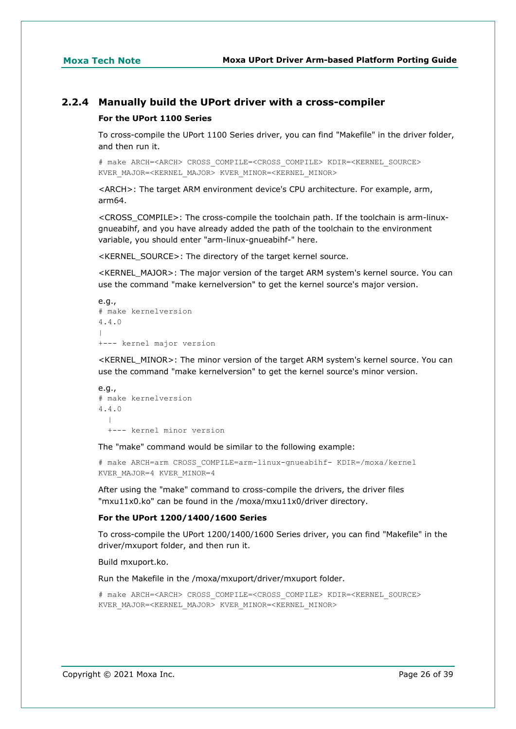### 2.2.4 Manually build the UPort driver with a cross-compiler

**For the UPort 1100 Series**

To cross-compile the UPort 1100 Series driver, you can find "Makefile" in the driver folder, and then run it.

```
# make ARCH=<ARCH> CROSS_COMPILE=<CROSS_COMPILE> KDIR=<KERNEL_SOURCE>
KVER_MAJOR=<KERNEL_MAJOR> KVER_MINOR=<KERNEL_MINOR>
```

<ARCH>: The target ARM environment device's CPU architecture. For example, arm, arm64.

<CROSS_COMPILE>: The cross-compile the toolchain path. If the toolchain is arm-linux-gnueabihf, and you have already added the path of the toolchain to the environment variable, you should enter "arm-linux-gnueabihf-" here.

<KERNEL_SOURCE>: The directory of the target kernel source.

<KERNEL_MAJOR>: The major version of the target ARM system's kernel source. You can use the command "make kernelversion" to get the kernel source's major version.

e.g.,

```
# make kernelversion
4.4.0
|
+--- kernel major version
```

<KERNEL_MINOR>: The minor version of the target ARM system's kernel source. You can use the command "make kernelversion" to get the kernel source's minor version.

e.g.,

```
# make kernelversion
4.4.0
  |
  +--- kernel minor version
```

The "make" command would be similar to the following example:

```
# make ARCH=arm CROSS_COMPILE=arm-linux-gnueabihf- KDIR=/moxa/kernel
KVER_MAJOR=4 KVER_MINOR=4
```

After using the "make" command to cross-compile the drivers, the driver files "mxu11x0.ko" can be found in the /moxa/mxu11x0/driver directory.

**For the UPort 1200/1400/1600 Series**

To cross-compile the UPort 1200/1400/1600 Series driver, you can find "Makefile" in the driver/mxuport folder, and then run it.

Build mxuport.ko.

Run the Makefile in the /moxa/mxuport/driver/mxuport folder.

```
# make ARCH=<ARCH> CROSS_COMPILE=<CROSS_COMPILE> KDIR=<KERNEL_SOURCE>
KVER_MAJOR=<KERNEL_MAJOR> KVER_MINOR=<KERNEL_MINOR>
```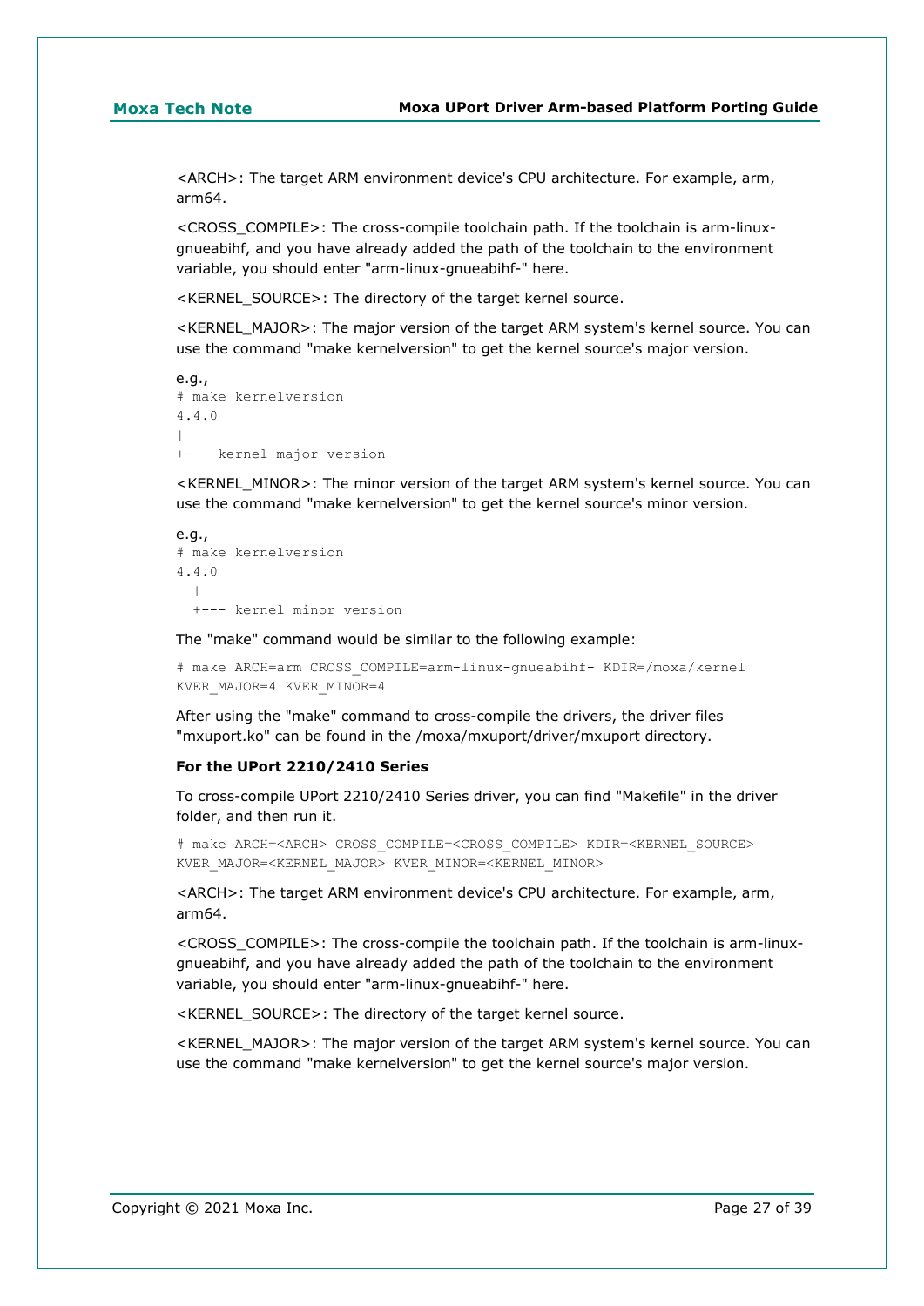<ARCH>: The target ARM environment device's CPU architecture. For example, arm, arm64.

<CROSS_COMPILE>: The cross-compile toolchain path. If the toolchain is arm-linux-gnueabihf, and you have already added the path of the toolchain to the environment variable, you should enter "arm-linux-gnueabihf-" here.

<KERNEL_SOURCE>: The directory of the target kernel source.

<KERNEL_MAJOR>: The major version of the target ARM system's kernel source. You can use the command "make kernelversion" to get the kernel source's major version.

e.g.,

```
# make kernelversion
4.4.0
|
+--- kernel major version
```

<KERNEL_MINOR>: The minor version of the target ARM system's kernel source. You can use the command "make kernelversion" to get the kernel source's minor version.

e.g.,

```
# make kernelversion
4.4.0
  |
  +--- kernel minor version
```

The "make" command would be similar to the following example:

```
# make ARCH=arm CROSS_COMPILE=arm-linux-gnueabihf- KDIR=/moxa/kernel
KVER_MAJOR=4 KVER_MINOR=4
```

After using the "make" command to cross-compile the drivers, the driver files "mxuport.ko" can be found in the /moxa/mxuport/driver/mxuport directory.

**For the UPort 2210/2410 Series**

To cross-compile UPort 2210/2410 Series driver, you can find "Makefile" in the driver folder, and then run it.

```
# make ARCH=<ARCH> CROSS_COMPILE=<CROSS_COMPILE> KDIR=<KERNEL_SOURCE>
KVER_MAJOR=<KERNEL_MAJOR> KVER_MINOR=<KERNEL_MINOR>
```

<ARCH>: The target ARM environment device's CPU architecture. For example, arm, arm64.

<CROSS_COMPILE>: The cross-compile the toolchain path. If the toolchain is arm-linux-gnueabihf, and you have already added the path of the toolchain to the environment variable, you should enter "arm-linux-gnueabihf-" here.

<KERNEL_SOURCE>: The directory of the target kernel source.

<KERNEL_MAJOR>: The major version of the target ARM system's kernel source. You can use the command "make kernelversion" to get the kernel source's major version.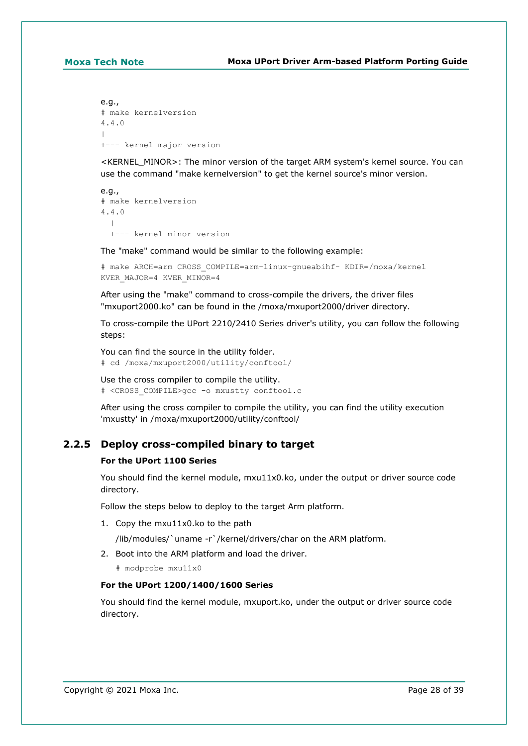e.g.,

```
# make kernelversion
4.4.0
|
+--- kernel major version
```

<KERNEL_MINOR>: The minor version of the target ARM system's kernel source. You can use the command "make kernelversion" to get the kernel source's minor version.

e.g.,

```
# make kernelversion
4.4.0
  |
  +--- kernel minor version
```

The "make" command would be similar to the following example:

```
# make ARCH=arm CROSS_COMPILE=arm-linux-gnueabihf- KDIR=/moxa/kernel
KVER_MAJOR=4 KVER_MINOR=4
```

After using the "make" command to cross-compile the drivers, the driver files "mxuport2000.ko" can be found in the /moxa/mxuport2000/driver directory.

To cross-compile the UPort 2210/2410 Series driver's utility, you can follow the following steps:

You can find the source in the utility folder.

```
# cd /moxa/mxuport2000/utility/conftool/
```

Use the cross compiler to compile the utility.

```
# <CROSS_COMPILE>gcc -o mxustty conftool.c
```

After using the cross compiler to compile the utility, you can find the utility execution 'mxustty' in /moxa/mxuport2000/utility/conftool/

### 2.2.5 Deploy cross-compiled binary to target

**For the UPort 1100 Series**

You should find the kernel module, mxu11x0.ko, under the output or driver source code directory.

Follow the steps below to deploy to the target Arm platform.

1. Copy the mxu11x0.ko to the path
   /lib/modules/`uname -r`/kernel/drivers/char on the ARM platform.
2. Boot into the ARM platform and load the driver.
   ```
   # modprobe mxu11x0
   ```

**For the UPort 1200/1400/1600 Series**

You should find the kernel module, mxuport.ko, under the output or driver source code directory.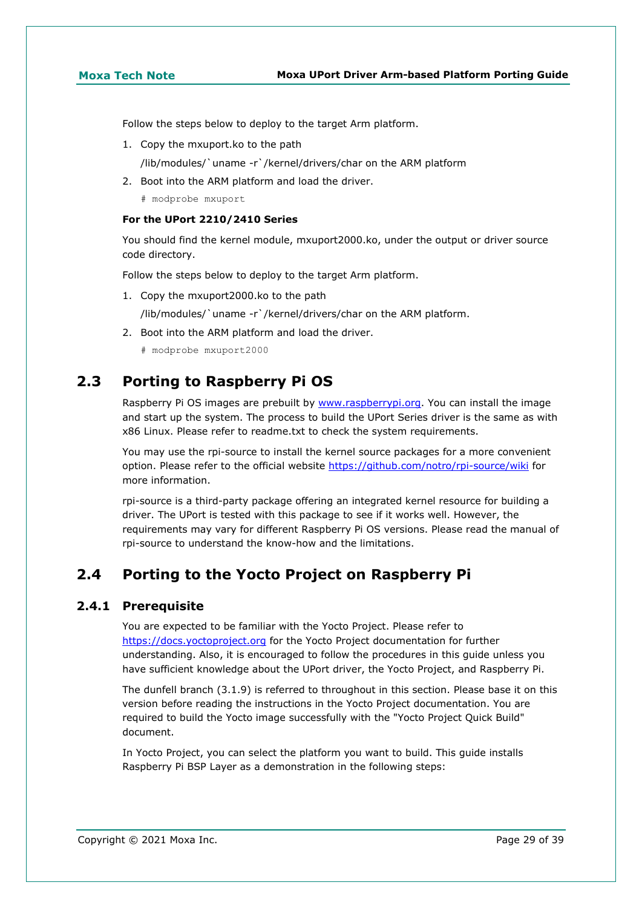Follow the steps below to deploy to the target Arm platform.

1. Copy the mxuport.ko to the path

   /lib/modules/`uname -r`/kernel/drivers/char on the ARM platform

2. Boot into the ARM platform and load the driver.

   ```
   # modprobe mxuport
   ```

**For the UPort 2210/2410 Series**

You should find the kernel module, mxuport2000.ko, under the output or driver source code directory.

Follow the steps below to deploy to the target Arm platform.

1. Copy the mxuport2000.ko to the path

   /lib/modules/`uname -r`/kernel/drivers/char on the ARM platform.

2. Boot into the ARM platform and load the driver.

   ```
   # modprobe mxuport2000
   ```

## 2.3 Porting to Raspberry Pi OS

Raspberry Pi OS images are prebuilt by [www.raspberrypi.org](http://www.raspberrypi.org). You can install the image and start up the system. The process to build the UPort Series driver is the same as with x86 Linux. Please refer to readme.txt to check the system requirements.

You may use the rpi-source to install the kernel source packages for a more convenient option. Please refer to the official website [https://github.com/notro/rpi-source/wiki](https://github.com/notro/rpi-source/wiki) for more information.

rpi-source is a third-party package offering an integrated kernel resource for building a driver. The UPort is tested with this package to see if it works well. However, the requirements may vary for different Raspberry Pi OS versions. Please read the manual of rpi-source to understand the know-how and the limitations.

## 2.4 Porting to the Yocto Project on Raspberry Pi

### 2.4.1 Prerequisite

You are expected to be familiar with the Yocto Project. Please refer to [https://docs.yoctoproject.org](https://docs.yoctoproject.org) for the Yocto Project documentation for further understanding. Also, it is encouraged to follow the procedures in this guide unless you have sufficient knowledge about the UPort driver, the Yocto Project, and Raspberry Pi.

The dunfell branch (3.1.9) is referred to throughout in this section. Please base it on this version before reading the instructions in the Yocto Project documentation. You are required to build the Yocto image successfully with the "Yocto Project Quick Build" document.

In Yocto Project, you can select the platform you want to build. This guide installs Raspberry Pi BSP Layer as a demonstration in the following steps: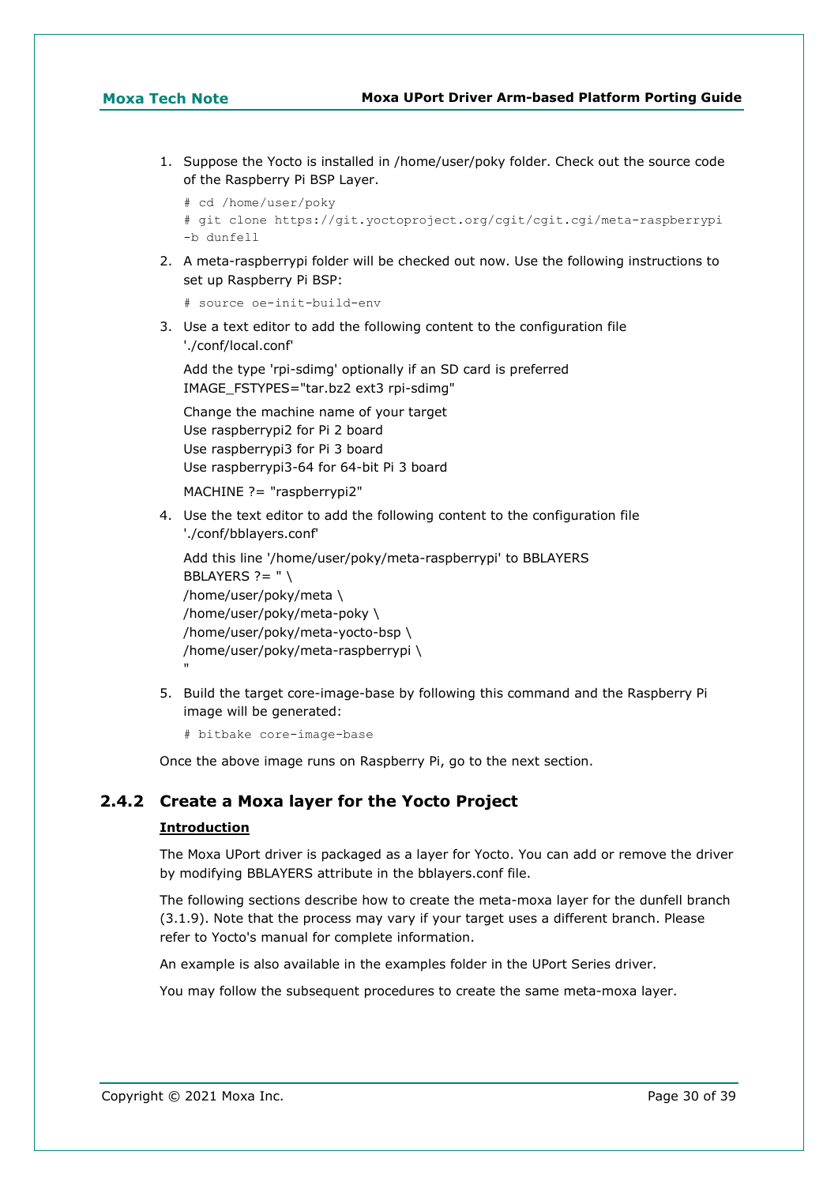1. Suppose the Yocto is installed in /home/user/poky folder. Check out the source code of the Raspberry Pi BSP Layer.

   ```
   # cd /home/user/poky
   # git clone https://git.yoctoproject.org/cgit/cgit.cgi/meta-raspberrypi
   -b dunfell
   ```

2. A meta-raspberrypi folder will be checked out now. Use the following instructions to set up Raspberry Pi BSP:

   ```
   # source oe-init-build-env
   ```

3. Use a text editor to add the following content to the configuration file './conf/local.conf'

   Add the type 'rpi-sdimg' optionally if an SD card is preferred
   IMAGE_FSTYPES="tar.bz2 ext3 rpi-sdimg"

   Change the machine name of your target
   Use raspberrypi2 for Pi 2 board
   Use raspberrypi3 for Pi 3 board
   Use raspberrypi3-64 for 64-bit Pi 3 board

   MACHINE ?= "raspberrypi2"

4. Use the text editor to add the following content to the configuration file './conf/bblayers.conf'

   Add this line '/home/user/poky/meta-raspberrypi' to BBLAYERS
   BBLAYERS ?= " \
   /home/user/poky/meta \
   /home/user/poky/meta-poky \
   /home/user/poky/meta-yocto-bsp \
   /home/user/poky/meta-raspberrypi \
   "

5. Build the target core-image-base by following this command and the Raspberry Pi image will be generated:

   ```
   # bitbake core-image-base
   ```

Once the above image runs on Raspberry Pi, go to the next section.

### 2.4.2 Create a Moxa layer for the Yocto Project

**Introduction**

The Moxa UPort driver is packaged as a layer for Yocto. You can add or remove the driver by modifying BBLAYERS attribute in the bblayers.conf file.

The following sections describe how to create the meta-moxa layer for the dunfell branch (3.1.9). Note that the process may vary if your target uses a different branch. Please refer to Yocto's manual for complete information.

An example is also available in the examples folder in the UPort Series driver.

You may follow the subsequent procedures to create the same meta-moxa layer.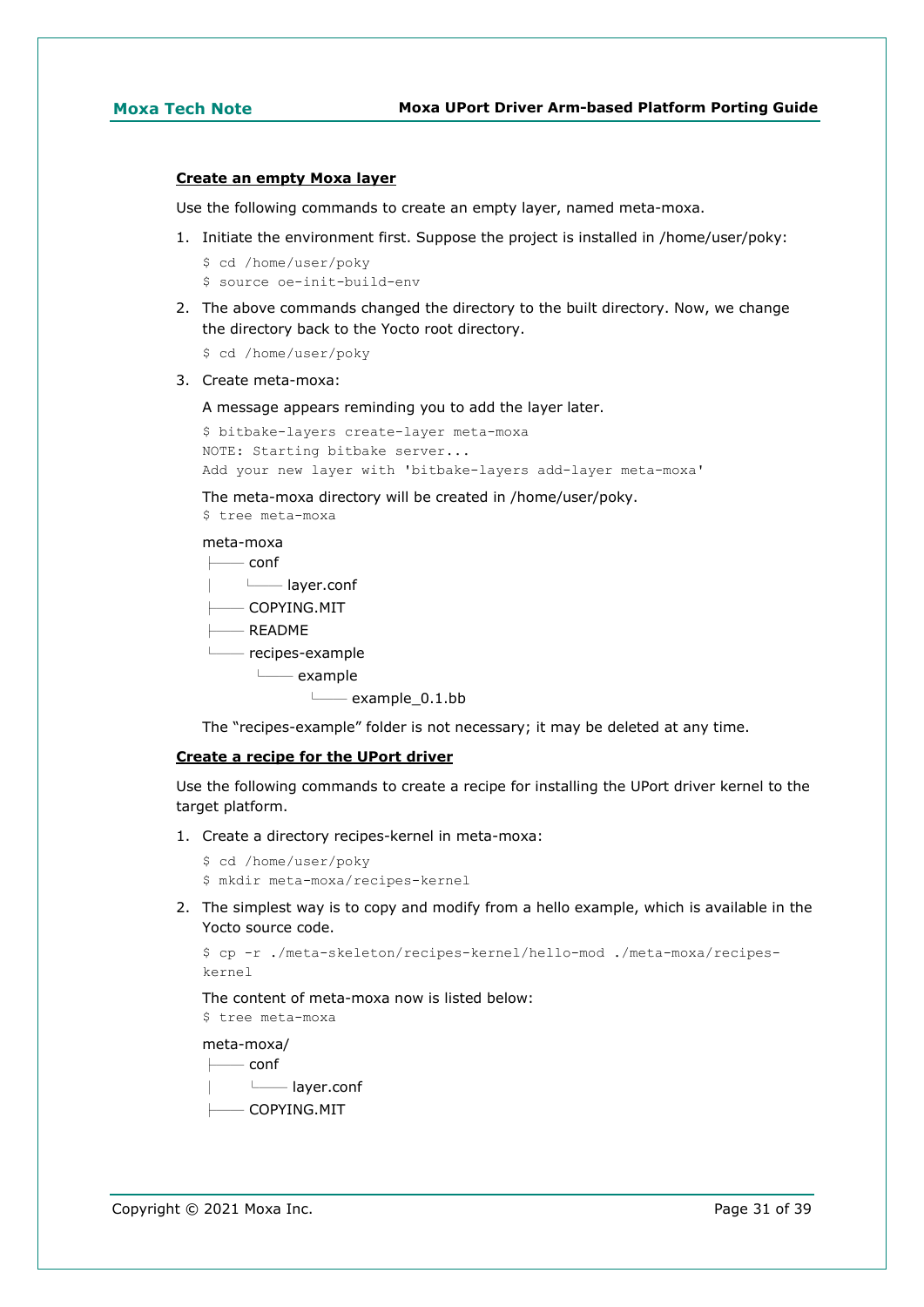**Create an empty Moxa layer**

Use the following commands to create an empty layer, named meta-moxa.

1. Initiate the environment first. Suppose the project is installed in /home/user/poky:

   ```
   $ cd /home/user/poky
   $ source oe-init-build-env
   ```

2. The above commands changed the directory to the built directory. Now, we change the directory back to the Yocto root directory.

   ```
   $ cd /home/user/poky
   ```

3. Create meta-moxa:

   A message appears reminding you to add the layer later.

   ```
   $ bitbake-layers create-layer meta-moxa
   NOTE: Starting bitbake server...
   Add your new layer with 'bitbake-layers add-layer meta-moxa'
   ```

   The meta-moxa directory will be created in /home/user/poky.

   ```
   $ tree meta-moxa
   ```

   ```
   meta-moxa
   ├── conf
   │   └── layer.conf
   ├── COPYING.MIT
   ├── README
   └── recipes-example
       └── example
           └── example_0.1.bb
   ```

   The “recipes-example” folder is not necessary; it may be deleted at any time.

**Create a recipe for the UPort driver**

Use the following commands to create a recipe for installing the UPort driver kernel to the target platform.

1. Create a directory recipes-kernel in meta-moxa:

   ```
   $ cd /home/user/poky
   $ mkdir meta-moxa/recipes-kernel
   ```

2. The simplest way is to copy and modify from a hello example, which is available in the Yocto source code.

   ```
   $ cp -r ./meta-skeleton/recipes-kernel/hello-mod ./meta-moxa/recipes-kernel
   ```

   The content of meta-moxa now is listed below:

   ```
   $ tree meta-moxa
   ```

   ```
   meta-moxa/
   ├── conf
   │   └── layer.conf
   ├── COPYING.MIT
   ```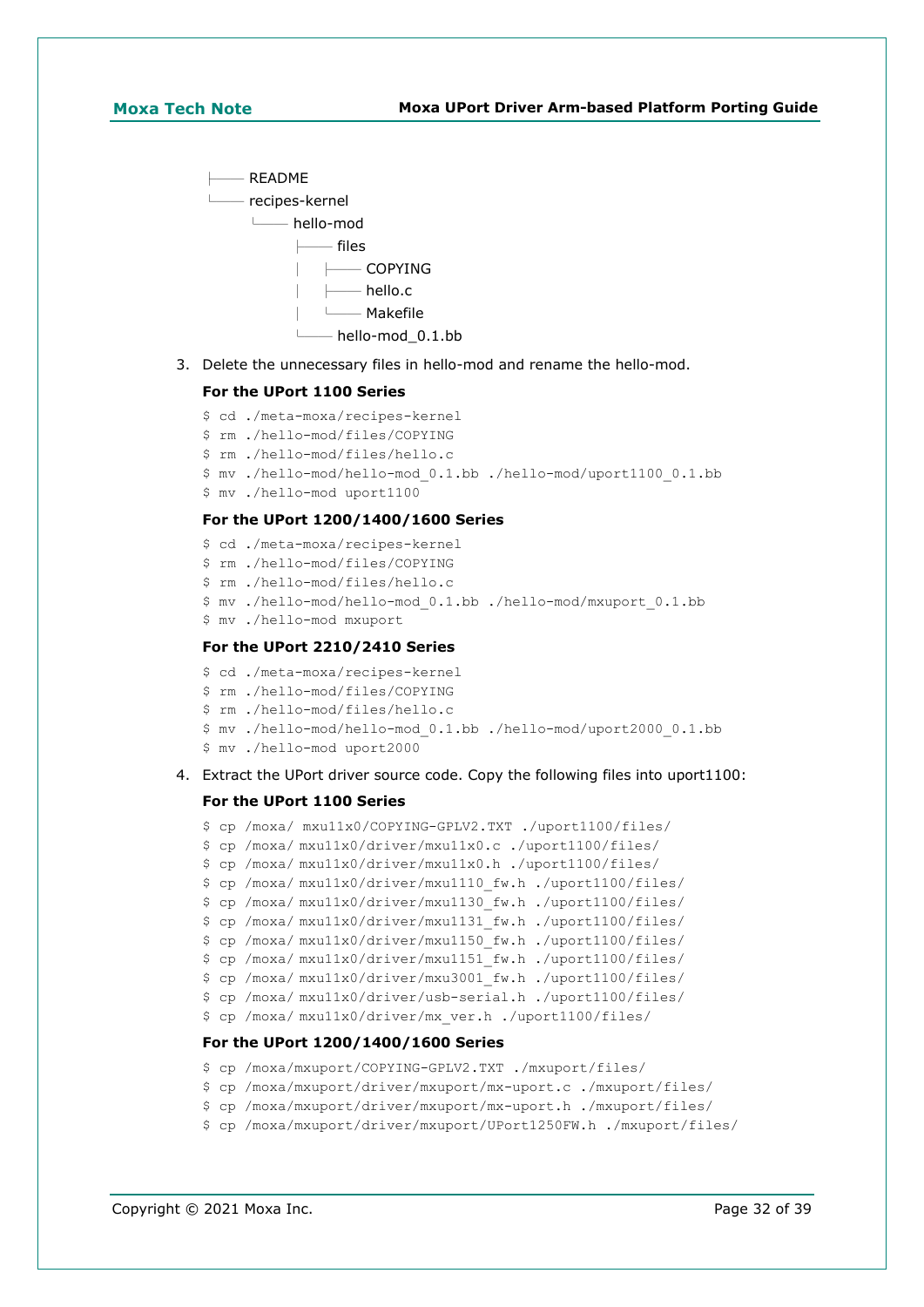```
├── README
└── recipes-kernel
    └── hello-mod
        ├── files
        │   ├── COPYING
        │   ├── hello.c
        │   └── Makefile
        └── hello-mod_0.1.bb
```

3. Delete the unnecessary files in hello-mod and rename the hello-mod.

   **For the UPort 1100 Series**

   ```
   $ cd ./meta-moxa/recipes-kernel
   $ rm ./hello-mod/files/COPYING
   $ rm ./hello-mod/files/hello.c
   $ mv ./hello-mod/hello-mod_0.1.bb ./hello-mod/uport1100_0.1.bb
   $ mv ./hello-mod uport1100
   ```

   **For the UPort 1200/1400/1600 Series**

   ```
   $ cd ./meta-moxa/recipes-kernel
   $ rm ./hello-mod/files/COPYING
   $ rm ./hello-mod/files/hello.c
   $ mv ./hello-mod/hello-mod_0.1.bb ./hello-mod/mxuport_0.1.bb
   $ mv ./hello-mod mxuport
   ```

   **For the UPort 2210/2410 Series**

   ```
   $ cd ./meta-moxa/recipes-kernel
   $ rm ./hello-mod/files/COPYING
   $ rm ./hello-mod/files/hello.c
   $ mv ./hello-mod/hello-mod_0.1.bb ./hello-mod/uport2000_0.1.bb
   $ mv ./hello-mod uport2000
   ```

4. Extract the UPort driver source code. Copy the following files into uport1100:

   **For the UPort 1100 Series**

   ```
   $ cp /moxa/ mxu11x0/COPYING-GPLV2.TXT ./uport1100/files/
   $ cp /moxa/ mxu11x0/driver/mxu11x0.c ./uport1100/files/
   $ cp /moxa/ mxu11x0/driver/mxu11x0.h ./uport1100/files/
   $ cp /moxa/ mxu11x0/driver/mxu1110_fw.h ./uport1100/files/
   $ cp /moxa/ mxu11x0/driver/mxu1130_fw.h ./uport1100/files/
   $ cp /moxa/ mxu11x0/driver/mxu1131_fw.h ./uport1100/files/
   $ cp /moxa/ mxu11x0/driver/mxu1150_fw.h ./uport1100/files/
   $ cp /moxa/ mxu11x0/driver/mxu1151_fw.h ./uport1100/files/
   $ cp /moxa/ mxu11x0/driver/mxu3001_fw.h ./uport1100/files/
   $ cp /moxa/ mxu11x0/driver/usb-serial.h ./uport1100/files/
   $ cp /moxa/ mxu11x0/driver/mx_ver.h ./uport1100/files/
   ```

   **For the UPort 1200/1400/1600 Series**

   ```
   $ cp /moxa/mxuport/COPYING-GPLV2.TXT ./mxuport/files/
   $ cp /moxa/mxuport/driver/mxuport/mx-uport.c ./mxuport/files/
   $ cp /moxa/mxuport/driver/mxuport/mx-uport.h ./mxuport/files/
   $ cp /moxa/mxuport/driver/mxuport/UPort1250FW.h ./mxuport/files/
   ```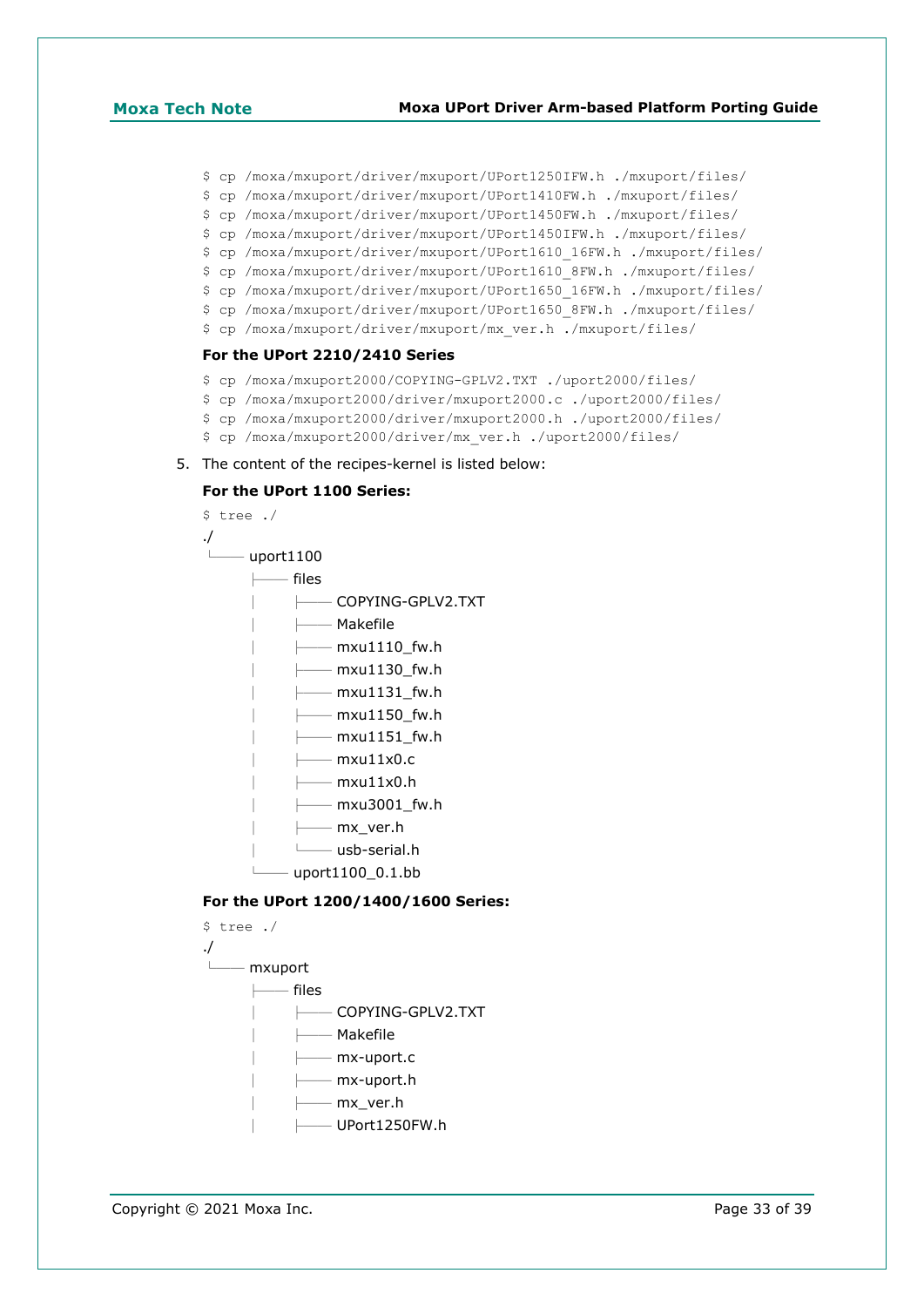```
$ cp /moxa/mxuport/driver/mxuport/UPort1250IFW.h ./mxuport/files/
$ cp /moxa/mxuport/driver/mxuport/UPort1410FW.h ./mxuport/files/
$ cp /moxa/mxuport/driver/mxuport/UPort1450FW.h ./mxuport/files/
$ cp /moxa/mxuport/driver/mxuport/UPort1450IFW.h ./mxuport/files/
$ cp /moxa/mxuport/driver/mxuport/UPort1610_16FW.h ./mxuport/files/
$ cp /moxa/mxuport/driver/mxuport/UPort1610_8FW.h ./mxuport/files/
$ cp /moxa/mxuport/driver/mxuport/UPort1650_16FW.h ./mxuport/files/
$ cp /moxa/mxuport/driver/mxuport/UPort1650_8FW.h ./mxuport/files/
$ cp /moxa/mxuport/driver/mxuport/mx_ver.h ./mxuport/files/
```

**For the UPort 2210/2410 Series**

```
$ cp /moxa/mxuport2000/COPYING-GPLV2.TXT ./uport2000/files/
$ cp /moxa/mxuport2000/driver/mxuport2000.c ./uport2000/files/
$ cp /moxa/mxuport2000/driver/mxuport2000.h ./uport2000/files/
$ cp /moxa/mxuport2000/driver/mx_ver.h ./uport2000/files/
```

5. The content of the recipes-kernel is listed below:

**For the UPort 1100 Series:**

```
$ tree ./
./
└── uport1100
    ├── files
    │   ├── COPYING-GPLV2.TXT
    │   ├── Makefile
    │   ├── mxu1110_fw.h
    │   ├── mxu1130_fw.h
    │   ├── mxu1131_fw.h
    │   ├── mxu1150_fw.h
    │   ├── mxu1151_fw.h
    │   ├── mxu11x0.c
    │   ├── mxu11x0.h
    │   ├── mxu3001_fw.h
    │   ├── mx_ver.h
    │   └── usb-serial.h
    └── uport1100_0.1.bb
```

**For the UPort 1200/1400/1600 Series:**

```
$ tree ./
./
└── mxuport
    ├── files
    │   ├── COPYING-GPLV2.TXT
    │   ├── Makefile
    │   ├── mx-uport.c
    │   ├── mx-uport.h
    │   ├── mx_ver.h
    │   ├── UPort1250FW.h
```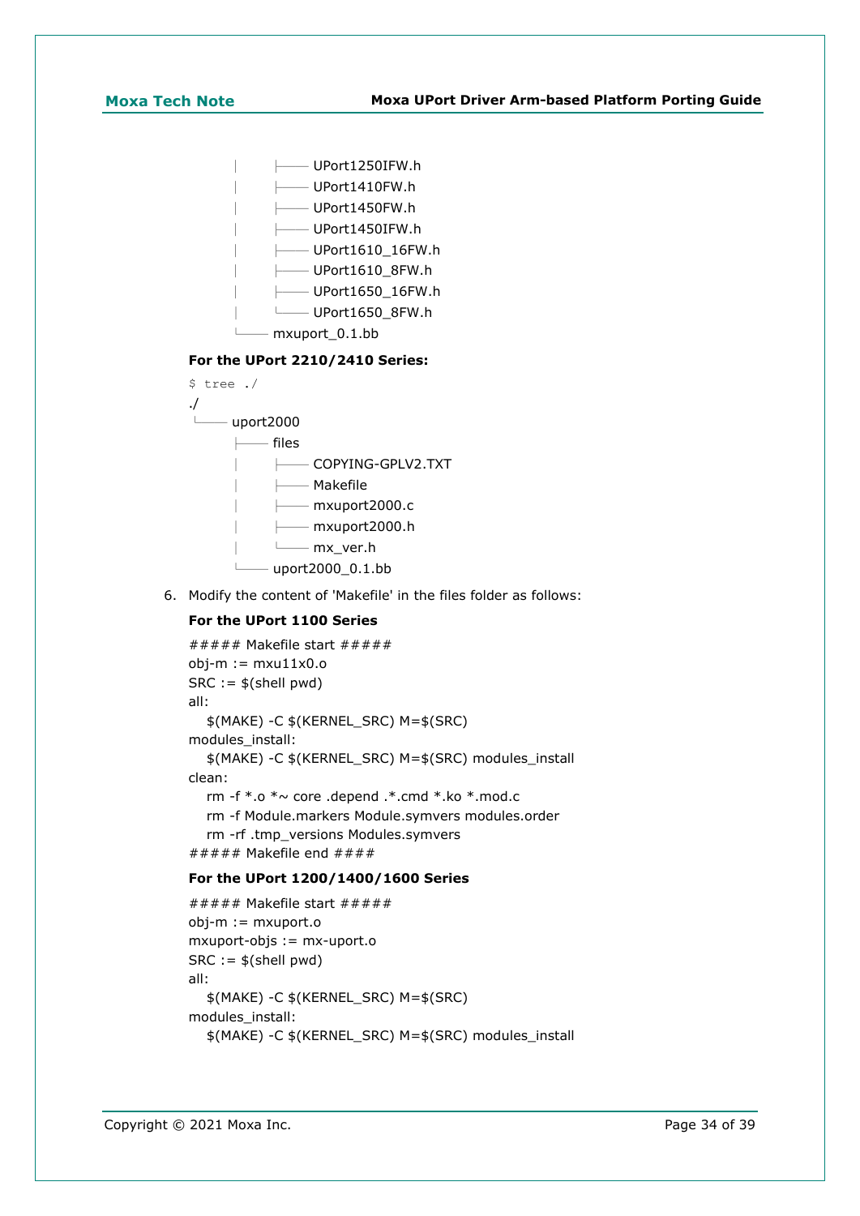```
│       ├── UPort1250IFW.h
│       ├── UPort1410FW.h
│       ├── UPort1450FW.h
│       ├── UPort1450IFW.h
│       ├── UPort1610_16FW.h
│       ├── UPort1610_8FW.h
│       ├── UPort1650_16FW.h
│       └── UPort1650_8FW.h
└── mxuport_0.1.bb
```

**For the UPort 2210/2410 Series:**

```
$ tree ./
./
└── uport2000
    ├── files
    │   ├── COPYING-GPLV2.TXT
    │   ├── Makefile
    │   ├── mxuport2000.c
    │   ├── mxuport2000.h
    │   └── mx_ver.h
    └── uport2000_0.1.bb
```

6. Modify the content of 'Makefile' in the files folder as follows:

**For the UPort 1100 Series**

```
##### Makefile start #####
obj-m := mxu11x0.o
SRC := $(shell pwd)
all:
    $(MAKE) -C $(KERNEL_SRC) M=$(SRC)
modules_install:
    $(MAKE) -C $(KERNEL_SRC) M=$(SRC) modules_install
clean:
    rm -f *.o *~ core .depend .*.cmd *.ko *.mod.c
    rm -f Module.markers Module.symvers modules.order
    rm -rf .tmp_versions Modules.symvers
##### Makefile end ####
```

**For the UPort 1200/1400/1600 Series**

```
##### Makefile start #####
obj-m := mxuport.o
mxuport-objs := mx-uport.o
SRC := $(shell pwd)
all:
    $(MAKE) -C $(KERNEL_SRC) M=$(SRC)
modules_install:
    $(MAKE) -C $(KERNEL_SRC) M=$(SRC) modules_install
```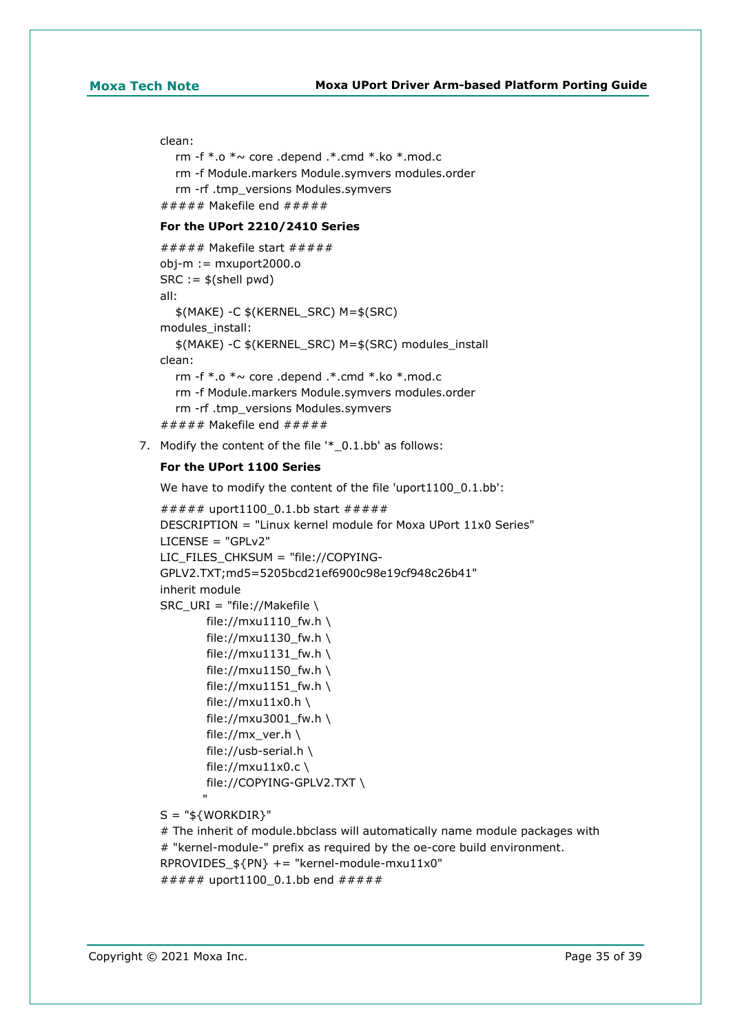```
clean:
    rm -f *.o *~ core .depend .*.cmd *.ko *.mod.c
    rm -f Module.markers Module.symvers modules.order
    rm -rf .tmp_versions Modules.symvers
##### Makefile end #####
```

**For the UPort 2210/2410 Series**

```
##### Makefile start #####
obj-m := mxuport2000.o
SRC := $(shell pwd)
all:
    $(MAKE) -C $(KERNEL_SRC) M=$(SRC)
modules_install:
    $(MAKE) -C $(KERNEL_SRC) M=$(SRC) modules_install
clean:
    rm -f *.o *~ core .depend .*.cmd *.ko *.mod.c
    rm -f Module.markers Module.symvers modules.order
    rm -rf .tmp_versions Modules.symvers
##### Makefile end #####
```

7. Modify the content of the file '*_0.1.bb' as follows:

**For the UPort 1100 Series**

We have to modify the content of the file 'uport1100_0.1.bb':

```
##### uport1100_0.1.bb start #####
DESCRIPTION = "Linux kernel module for Moxa UPort 11x0 Series"
LICENSE = "GPLv2"
LIC_FILES_CHKSUM = "file://COPYING-
GPLV2.TXT;md5=5205bcd21ef6900c98e19cf948c26b41"
inherit module
SRC_URI = "file://Makefile \
        file://mxu1110_fw.h \
        file://mxu1130_fw.h \
        file://mxu1131_fw.h \
        file://mxu1150_fw.h \
        file://mxu1151_fw.h \
        file://mxu11x0.h \
        file://mxu3001_fw.h \
        file://mx_ver.h \
        file://usb-serial.h \
        file://mxu11x0.c \
        file://COPYING-GPLV2.TXT \
        "
S = "${WORKDIR}"
# The inherit of module.bbclass will automatically name module packages with
# "kernel-module-" prefix as required by the oe-core build environment.
RPROVIDES_${PN} += "kernel-module-mxu11x0"
##### uport1100_0.1.bb end #####
```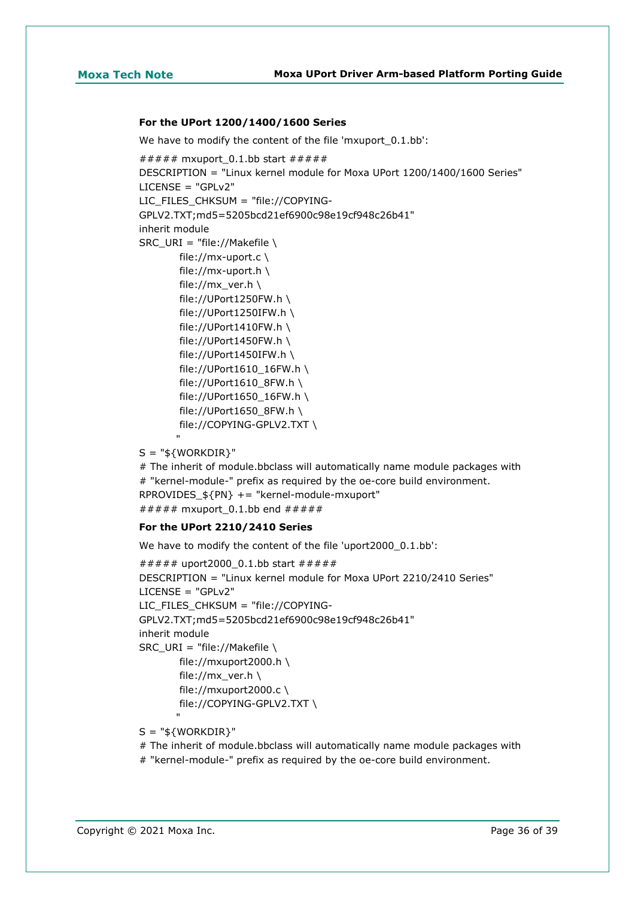**For the UPort 1200/1400/1600 Series**

We have to modify the content of the file 'mxuport_0.1.bb':

```
##### mxuport_0.1.bb start #####
DESCRIPTION = "Linux kernel module for Moxa UPort 1200/1400/1600 Series"
LICENSE = "GPLv2"
LIC_FILES_CHKSUM = "file://COPYING-
GPLV2.TXT;md5=5205bcd21ef6900c98e19cf948c26b41"
inherit module
SRC_URI = "file://Makefile \
        file://mx-uport.c \
        file://mx-uport.h \
        file://mx_ver.h \
        file://UPort1250FW.h \
        file://UPort1250IFW.h \
        file://UPort1410FW.h \
        file://UPort1450FW.h \
        file://UPort1450IFW.h \
        file://UPort1610_16FW.h \
        file://UPort1610_8FW.h \
        file://UPort1650_16FW.h \
        file://UPort1650_8FW.h \
        file://COPYING-GPLV2.TXT \
        "
S = "${WORKDIR}"
# The inherit of module.bbclass will automatically name module packages with
# "kernel-module-" prefix as required by the oe-core build environment.
RPROVIDES_${PN} += "kernel-module-mxuport"
##### mxuport_0.1.bb end #####
```

**For the UPort 2210/2410 Series**

We have to modify the content of the file 'uport2000_0.1.bb':

```
##### uport2000_0.1.bb start #####
DESCRIPTION = "Linux kernel module for Moxa UPort 2210/2410 Series"
LICENSE = "GPLv2"
LIC_FILES_CHKSUM = "file://COPYING-
GPLV2.TXT;md5=5205bcd21ef6900c98e19cf948c26b41"
inherit module
SRC_URI = "file://Makefile \
        file://mxuport2000.h \
        file://mx_ver.h \
        file://mxuport2000.c \
        file://COPYING-GPLV2.TXT \
        "
S = "${WORKDIR}"
# The inherit of module.bbclass will automatically name module packages with
# "kernel-module-" prefix as required by the oe-core build environment.
```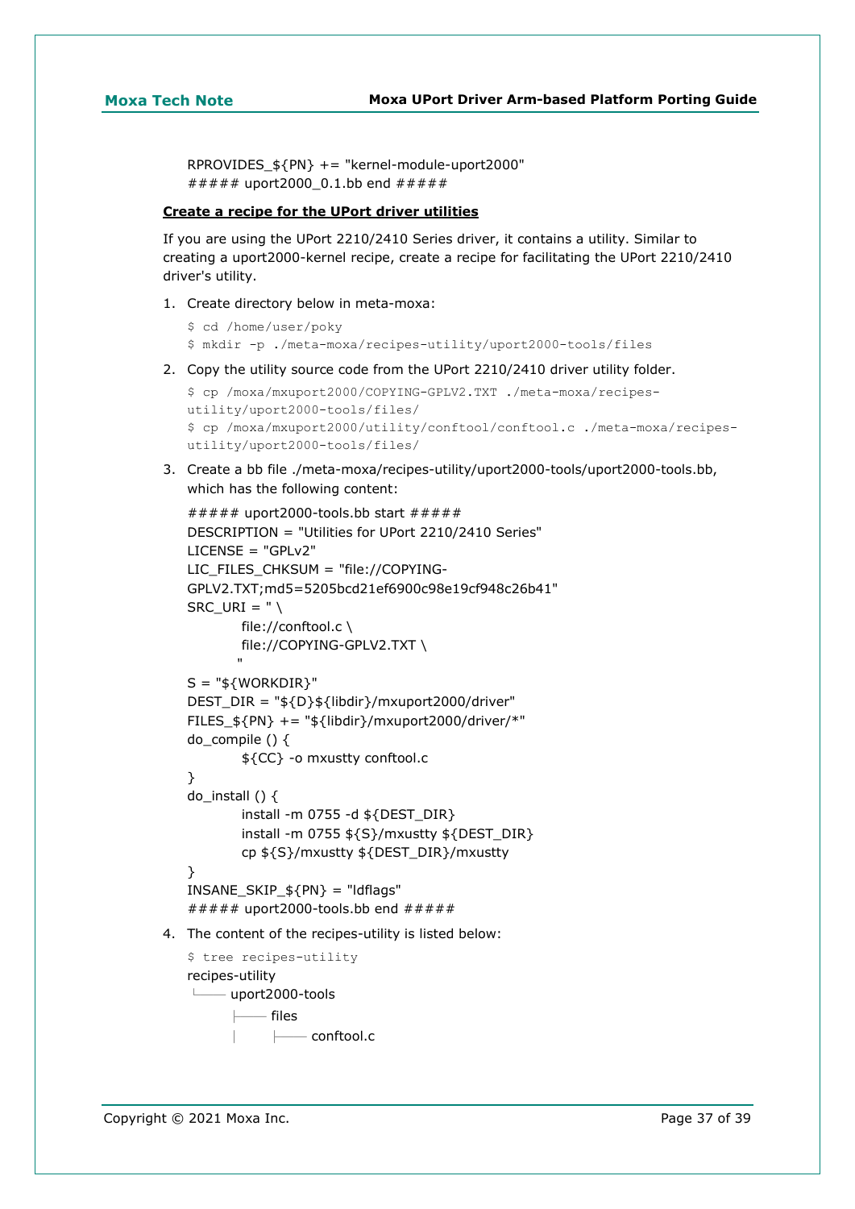RPROVIDES_${PN} += "kernel-module-uport2000"
##### uport2000_0.1.bb end #####

**Create a recipe for the UPort driver utilities**

If you are using the UPort 2210/2410 Series driver, it contains a utility. Similar to creating a uport2000-kernel recipe, create a recipe for facilitating the UPort 2210/2410 driver's utility.

1. Create directory below in meta-moxa:

```
$ cd /home/user/poky
$ mkdir -p ./meta-moxa/recipes-utility/uport2000-tools/files
```

2. Copy the utility source code from the UPort 2210/2410 driver utility folder.

```
$ cp /moxa/mxuport2000/COPYING-GPLV2.TXT ./meta-moxa/recipes-utility/uport2000-tools/files/
$ cp /moxa/mxuport2000/utility/conftool/conftool.c ./meta-moxa/recipes-utility/uport2000-tools/files/
```

3. Create a bb file ./meta-moxa/recipes-utility/uport2000-tools/uport2000-tools.bb, which has the following content:

```
##### uport2000-tools.bb start #####
DESCRIPTION = "Utilities for UPort 2210/2410 Series"
LICENSE = "GPLv2"
LIC_FILES_CHKSUM = "file://COPYING-GPLV2.TXT;md5=5205bcd21ef6900c98e19cf948c26b41"
SRC_URI = " \
        file://conftool.c \
        file://COPYING-GPLV2.TXT \
        "
S = "${WORKDIR}"
DEST_DIR = "${D}${libdir}/mxuport2000/driver"
FILES_${PN} += "${libdir}/mxuport2000/driver/*"
do_compile () {
        ${CC} -o mxustty conftool.c
}
do_install () {
        install -m 0755 -d ${DEST_DIR}
        install -m 0755 ${S}/mxustty ${DEST_DIR}
        cp ${S}/mxustty ${DEST_DIR}/mxustty
}
INSANE_SKIP_${PN} = "ldflags"
##### uport2000-tools.bb end #####
```

4. The content of the recipes-utility is listed below:

```
$ tree recipes-utility
recipes-utility
└── uport2000-tools
    ├── files
    │   ├── conftool.c
```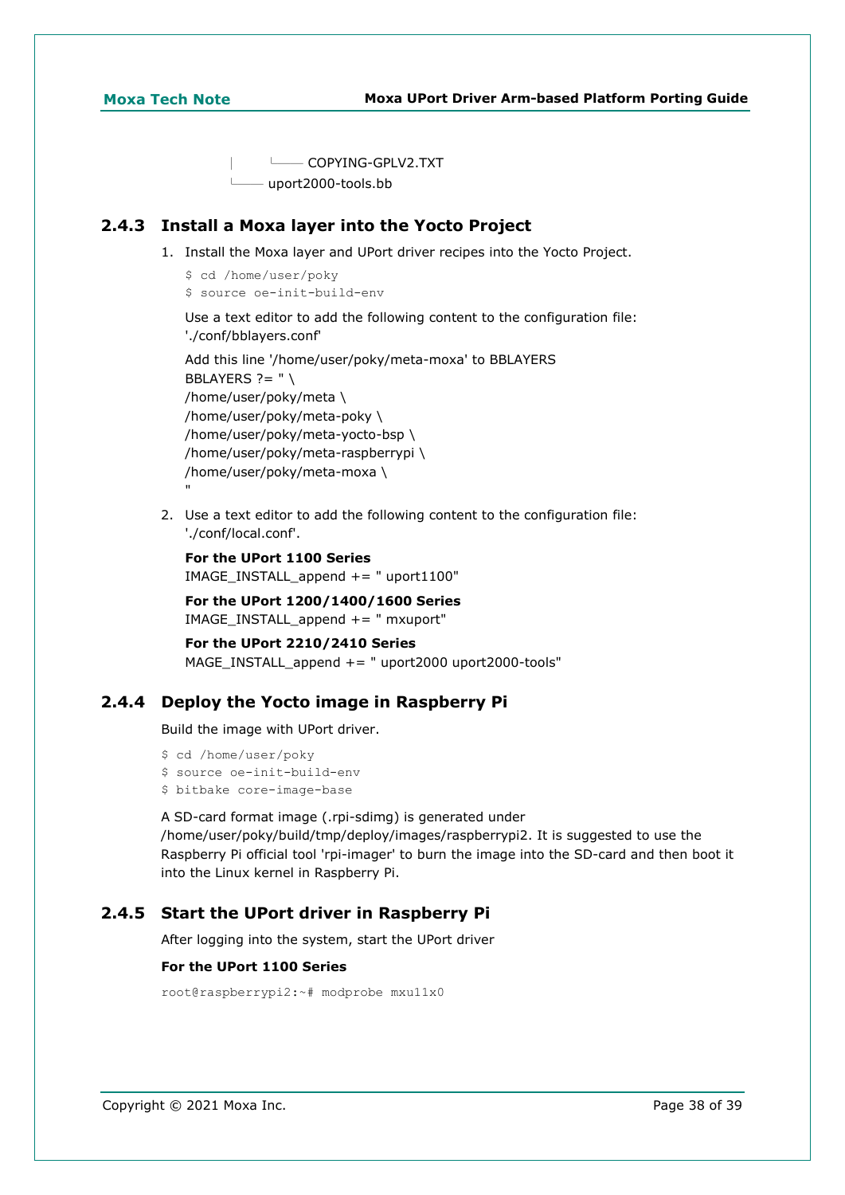```
│       └── COPYING-GPLV2.TXT
└── uport2000-tools.bb
```

### 2.4.3 Install a Moxa layer into the Yocto Project

1. Install the Moxa layer and UPort driver recipes into the Yocto Project.

   ```
   $ cd /home/user/poky
   $ source oe-init-build-env
   ```

   Use a text editor to add the following content to the configuration file: './conf/bblayers.conf'

   Add this line '/home/user/poky/meta-moxa' to BBLAYERS
   BBLAYERS ?= " \
   /home/user/poky/meta \
   /home/user/poky/meta-poky \
   /home/user/poky/meta-yocto-bsp \
   /home/user/poky/meta-raspberrypi \
   /home/user/poky/meta-moxa \
   "

2. Use a text editor to add the following content to the configuration file: './conf/local.conf'.

   **For the UPort 1100 Series**
   IMAGE_INSTALL_append += " uport1100"

   **For the UPort 1200/1400/1600 Series**
   IMAGE_INSTALL_append += " mxuport"

   **For the UPort 2210/2410 Series**
   MAGE_INSTALL_append += " uport2000 uport2000-tools"

### 2.4.4 Deploy the Yocto image in Raspberry Pi

Build the image with UPort driver.

```
$ cd /home/user/poky
$ source oe-init-build-env
$ bitbake core-image-base
```

A SD-card format image (.rpi-sdimg) is generated under /home/user/poky/build/tmp/deploy/images/raspberrypi2. It is suggested to use the Raspberry Pi official tool 'rpi-imager' to burn the image into the SD-card and then boot it into the Linux kernel in Raspberry Pi.

### 2.4.5 Start the UPort driver in Raspberry Pi

After logging into the system, start the UPort driver

**For the UPort 1100 Series**

```
root@raspberrypi2:~# modprobe mxu11x0
```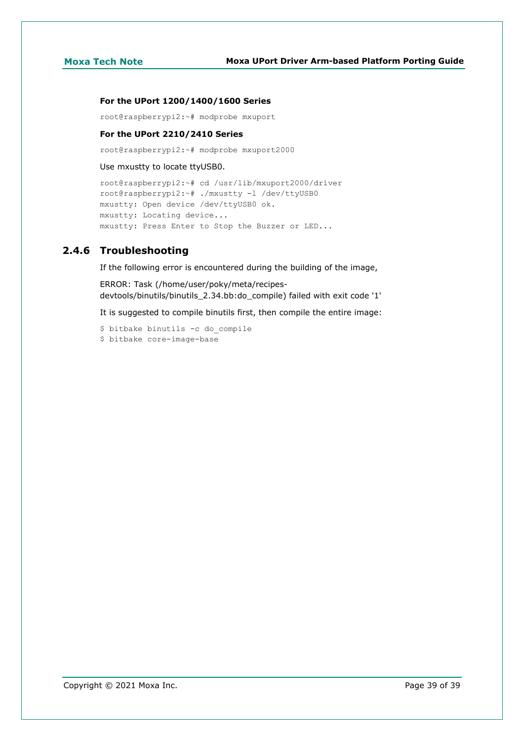**For the UPort 1200/1400/1600 Series**

```
root@raspberrypi2:~# modprobe mxuport
```

**For the UPort 2210/2410 Series**

```
root@raspberrypi2:~# modprobe mxuport2000
```

Use mxustty to locate ttyUSB0.

```
root@raspberrypi2:~# cd /usr/lib/mxuport2000/driver
root@raspberrypi2:~# ./mxustty -l /dev/ttyUSB0
mxustty: Open device /dev/ttyUSB0 ok.
mxustty: Locating device...
mxustty: Press Enter to Stop the Buzzer or LED...
```

### 2.4.6 Troubleshooting

If the following error is encountered during the building of the image,

ERROR: Task (/home/user/poky/meta/recipes-devtools/binutils/binutils_2.34.bb:do_compile) failed with exit code '1'

It is suggested to compile binutils first, then compile the entire image:

```
$ bitbake binutils -c do_compile
$ bitbake core-image-base
```